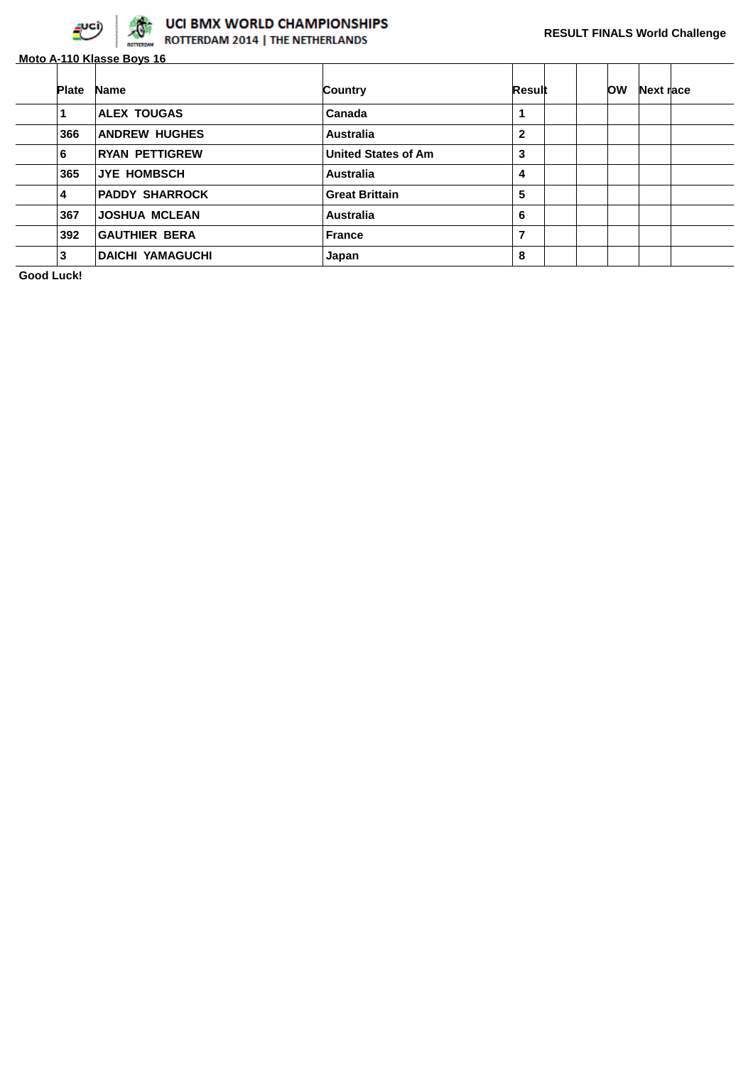UCI BMX WORLD CHAMPIONSHIPS
ROTTERDAM 2014 | THE NETHERLANDS

**RESULT FINALS World Challenge**

**Moto A-110 Klasse Boys 16**

| Plate | Name | Country | Result | | | OW | Next race | |
|---|---|---|---|---|---|---|---|---|
| 1 | ALEX TOUGAS | Canada | 1 | | | | | |
| 366 | ANDREW HUGHES | Australia | 2 | | | | | |
| 6 | RYAN PETTIGREW | United States of Am | 3 | | | | | |
| 365 | JYE HOMBSCH | Australia | 4 | | | | | |
| 4 | PADDY SHARROCK | Great Brittain | 5 | | | | | |
| 367 | JOSHUA MCLEAN | Australia | 6 | | | | | |
| 392 | GAUTHIER BERA | France | 7 | | | | | |
| 3 | DAICHI YAMAGUCHI | Japan | 8 | | | | | |

**Good Luck!**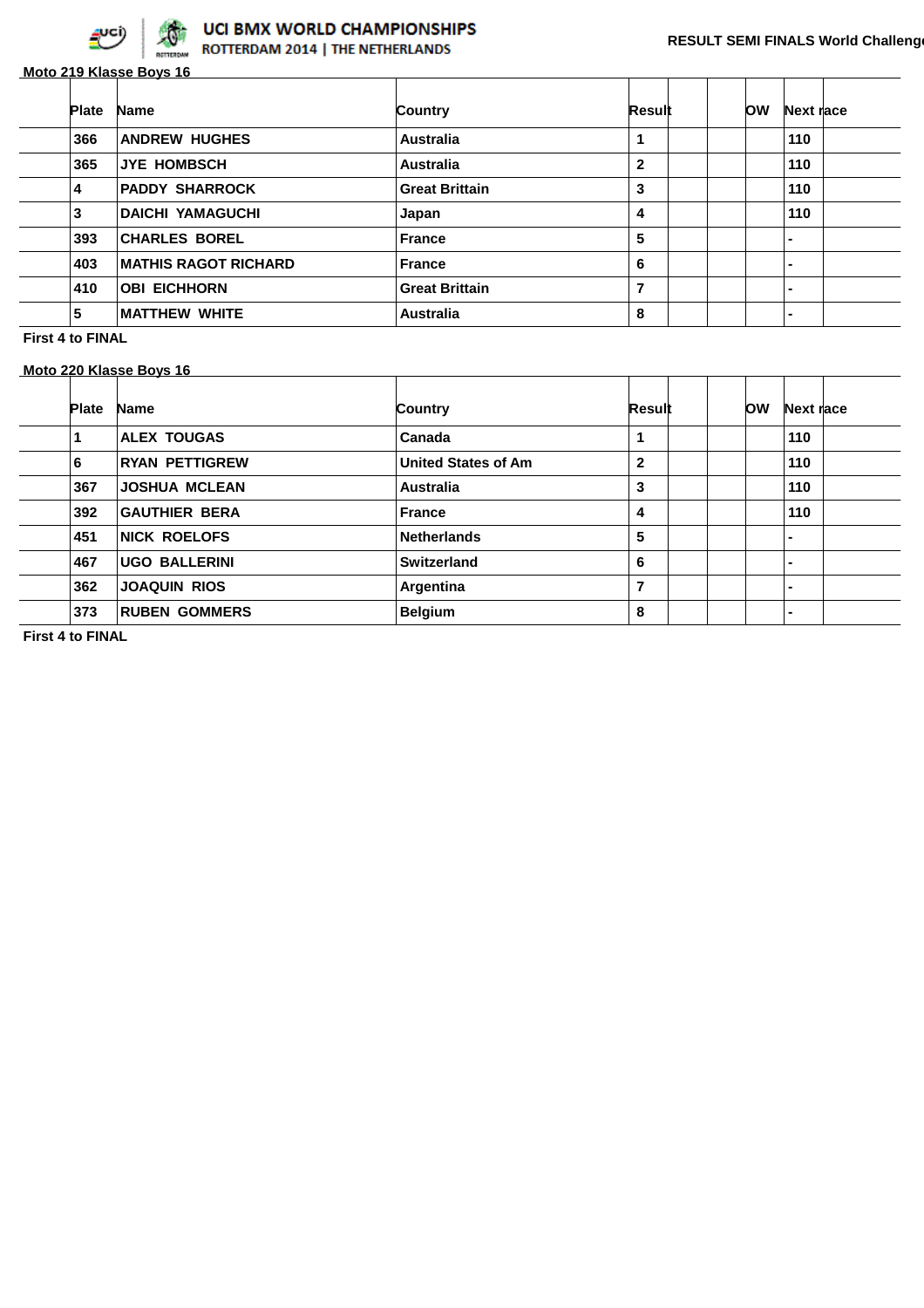# UCI BMX WORLD CHAMPIONSHIPS
ROTTERDAM 2014 | THE NETHERLANDS

**RESULT SEMI FINALS World Challenge**

**Moto 219 Klasse Boys 16**

| Plate | Name | Country | Result | | | OW | Next race | |
|---|---|---|---|---|---|---|---|---|
| 366 | ANDREW HUGHES | Australia | 1 | | | | 110 | |
| 365 | JYE HOMBSCH | Australia | 2 | | | | 110 | |
| 4 | PADDY SHARROCK | Great Brittain | 3 | | | | 110 | |
| 3 | DAICHI YAMAGUCHI | Japan | 4 | | | | 110 | |
| 393 | CHARLES BOREL | France | 5 | | | | - | |
| 403 | MATHIS RAGOT RICHARD | France | 6 | | | | - | |
| 410 | OBI EICHHORN | Great Brittain | 7 | | | | - | |
| 5 | MATTHEW WHITE | Australia | 8 | | | | - | |

**First 4 to FINAL**

**Moto 220 Klasse Boys 16**

| Plate | Name | Country | Result | | | OW | Next race | |
|---|---|---|---|---|---|---|---|---|
| 1 | ALEX TOUGAS | Canada | 1 | | | | 110 | |
| 6 | RYAN PETTIGREW | United States of Am | 2 | | | | 110 | |
| 367 | JOSHUA MCLEAN | Australia | 3 | | | | 110 | |
| 392 | GAUTHIER BERA | France | 4 | | | | 110 | |
| 451 | NICK ROELOFS | Netherlands | 5 | | | | - | |
| 467 | UGO BALLERINI | Switzerland | 6 | | | | - | |
| 362 | JOAQUIN RIOS | Argentina | 7 | | | | - | |
| 373 | RUBEN GOMMERS | Belgium | 8 | | | | - | |

**First 4 to FINAL**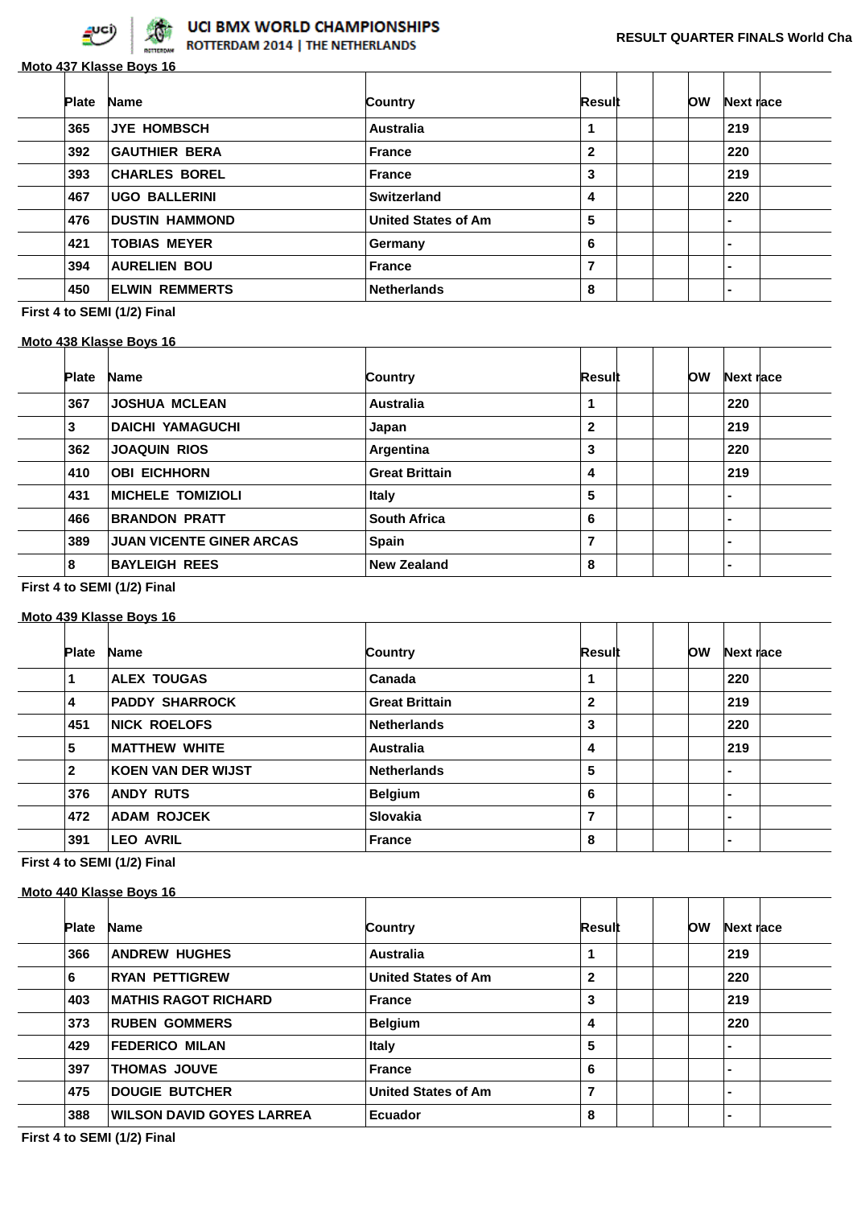UCI BMX WORLD CHAMPIONSHIPS
ROTTERDAM 2014 | THE NETHERLANDS

RESULT QUARTER FINALS World Cha

**Moto 437 Klasse Boys 16**

| Plate | Name | Country | Result | | | OW | Next race |
|---|---|---|---|---|---|---|---|
| 365 | JYE HOMBSCH | Australia | 1 | | | | 219 |
| 392 | GAUTHIER BERA | France | 2 | | | | 220 |
| 393 | CHARLES BOREL | France | 3 | | | | 219 |
| 467 | UGO BALLERINI | Switzerland | 4 | | | | 220 |
| 476 | DUSTIN HAMMOND | United States of Am | 5 | | | | - |
| 421 | TOBIAS MEYER | Germany | 6 | | | | - |
| 394 | AURELIEN BOU | France | 7 | | | | - |
| 450 | ELWIN REMMERTS | Netherlands | 8 | | | | - |

**First 4 to SEMI (1/2) Final**

**Moto 438 Klasse Boys 16**

| Plate | Name | Country | Result | | | OW | Next race |
|---|---|---|---|---|---|---|---|
| 367 | JOSHUA MCLEAN | Australia | 1 | | | | 220 |
| 3 | DAICHI YAMAGUCHI | Japan | 2 | | | | 219 |
| 362 | JOAQUIN RIOS | Argentina | 3 | | | | 220 |
| 410 | OBI EICHHORN | Great Brittain | 4 | | | | 219 |
| 431 | MICHELE TOMIZIOLI | Italy | 5 | | | | - |
| 466 | BRANDON PRATT | South Africa | 6 | | | | - |
| 389 | JUAN VICENTE GINER ARCAS | Spain | 7 | | | | - |
| 8 | BAYLEIGH REES | New Zealand | 8 | | | | - |

**First 4 to SEMI (1/2) Final**

**Moto 439 Klasse Boys 16**

| Plate | Name | Country | Result | | | OW | Next race |
|---|---|---|---|---|---|---|---|
| 1 | ALEX TOUGAS | Canada | 1 | | | | 220 |
| 4 | PADDY SHARROCK | Great Brittain | 2 | | | | 219 |
| 451 | NICK ROELOFS | Netherlands | 3 | | | | 220 |
| 5 | MATTHEW WHITE | Australia | 4 | | | | 219 |
| 2 | KOEN VAN DER WIJST | Netherlands | 5 | | | | - |
| 376 | ANDY RUTS | Belgium | 6 | | | | - |
| 472 | ADAM ROJCEK | Slovakia | 7 | | | | - |
| 391 | LEO AVRIL | France | 8 | | | | - |

**First 4 to SEMI (1/2) Final**

**Moto 440 Klasse Boys 16**

| Plate | Name | Country | Result | | | OW | Next race |
|---|---|---|---|---|---|---|---|
| 366 | ANDREW HUGHES | Australia | 1 | | | | 219 |
| 6 | RYAN PETTIGREW | United States of Am | 2 | | | | 220 |
| 403 | MATHIS RAGOT RICHARD | France | 3 | | | | 219 |
| 373 | RUBEN GOMMERS | Belgium | 4 | | | | 220 |
| 429 | FEDERICO MILAN | Italy | 5 | | | | - |
| 397 | THOMAS JOUVE | France | 6 | | | | - |
| 475 | DOUGIE BUTCHER | United States of Am | 7 | | | | - |
| 388 | WILSON DAVID GOYES LARREA | Ecuador | 8 | | | | - |

**First 4 to SEMI (1/2) Final**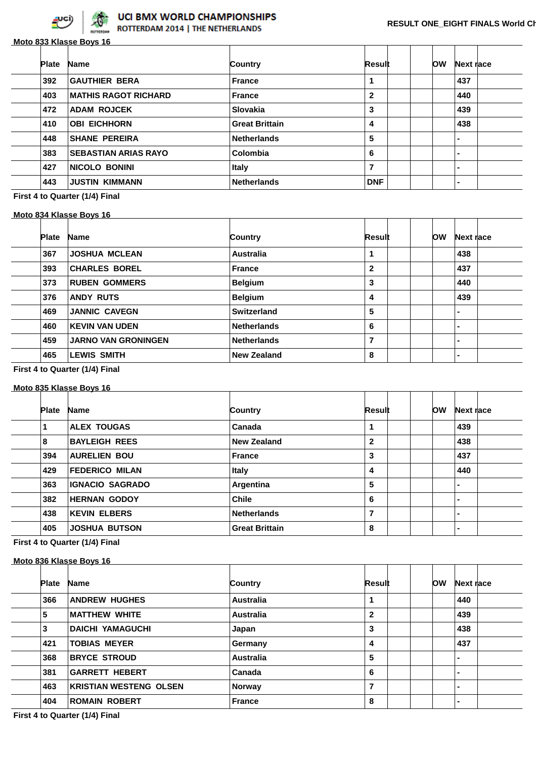UCI BMX WORLD CHAMPIONSHIPS ROTTERDAM 2014 | THE NETHERLANDS

RESULT ONE_EIGHT FINALS World Ch

**Moto 833 Klasse Boys 16**

| Plate | Name | Country | Result | | | OW | Next race |
|---|---|---|---|---|---|---|---|
| 392 | GAUTHIER BERA | France | 1 | | | | 437 |
| 403 | MATHIS RAGOT RICHARD | France | 2 | | | | 440 |
| 472 | ADAM ROJCEK | Slovakia | 3 | | | | 439 |
| 410 | OBI EICHHORN | Great Brittain | 4 | | | | 438 |
| 448 | SHANE PEREIRA | Netherlands | 5 | | | | - |
| 383 | SEBASTIAN ARIAS RAYO | Colombia | 6 | | | | - |
| 427 | NICOLO BONINI | Italy | 7 | | | | - |
| 443 | JUSTIN KIMMANN | Netherlands | DNF | | | | - |

First 4 to Quarter (1/4) Final

**Moto 834 Klasse Boys 16**

| Plate | Name | Country | Result | | | OW | Next race |
|---|---|---|---|---|---|---|---|
| 367 | JOSHUA MCLEAN | Australia | 1 | | | | 438 |
| 393 | CHARLES BOREL | France | 2 | | | | 437 |
| 373 | RUBEN GOMMERS | Belgium | 3 | | | | 440 |
| 376 | ANDY RUTS | Belgium | 4 | | | | 439 |
| 469 | JANNIC CAVEGN | Switzerland | 5 | | | | - |
| 460 | KEVIN VAN UDEN | Netherlands | 6 | | | | - |
| 459 | JARNO VAN GRONINGEN | Netherlands | 7 | | | | - |
| 465 | LEWIS SMITH | New Zealand | 8 | | | | - |

First 4 to Quarter (1/4) Final

**Moto 835 Klasse Boys 16**

| Plate | Name | Country | Result | | | OW | Next race |
|---|---|---|---|---|---|---|---|
| 1 | ALEX TOUGAS | Canada | 1 | | | | 439 |
| 8 | BAYLEIGH REES | New Zealand | 2 | | | | 438 |
| 394 | AURELIEN BOU | France | 3 | | | | 437 |
| 429 | FEDERICO MILAN | Italy | 4 | | | | 440 |
| 363 | IGNACIO SAGRADO | Argentina | 5 | | | | - |
| 382 | HERNAN GODOY | Chile | 6 | | | | - |
| 438 | KEVIN ELBERS | Netherlands | 7 | | | | - |
| 405 | JOSHUA BUTSON | Great Brittain | 8 | | | | - |

First 4 to Quarter (1/4) Final

**Moto 836 Klasse Boys 16**

| Plate | Name | Country | Result | | | OW | Next race |
|---|---|---|---|---|---|---|---|
| 366 | ANDREW HUGHES | Australia | 1 | | | | 440 |
| 5 | MATTHEW WHITE | Australia | 2 | | | | 439 |
| 3 | DAICHI YAMAGUCHI | Japan | 3 | | | | 438 |
| 421 | TOBIAS MEYER | Germany | 4 | | | | 437 |
| 368 | BRYCE STROUD | Australia | 5 | | | | - |
| 381 | GARRETT HEBERT | Canada | 6 | | | | - |
| 463 | KRISTIAN WESTENG OLSEN | Norway | 7 | | | | - |
| 404 | ROMAIN ROBERT | France | 8 | | | | - |

First 4 to Quarter (1/4) Final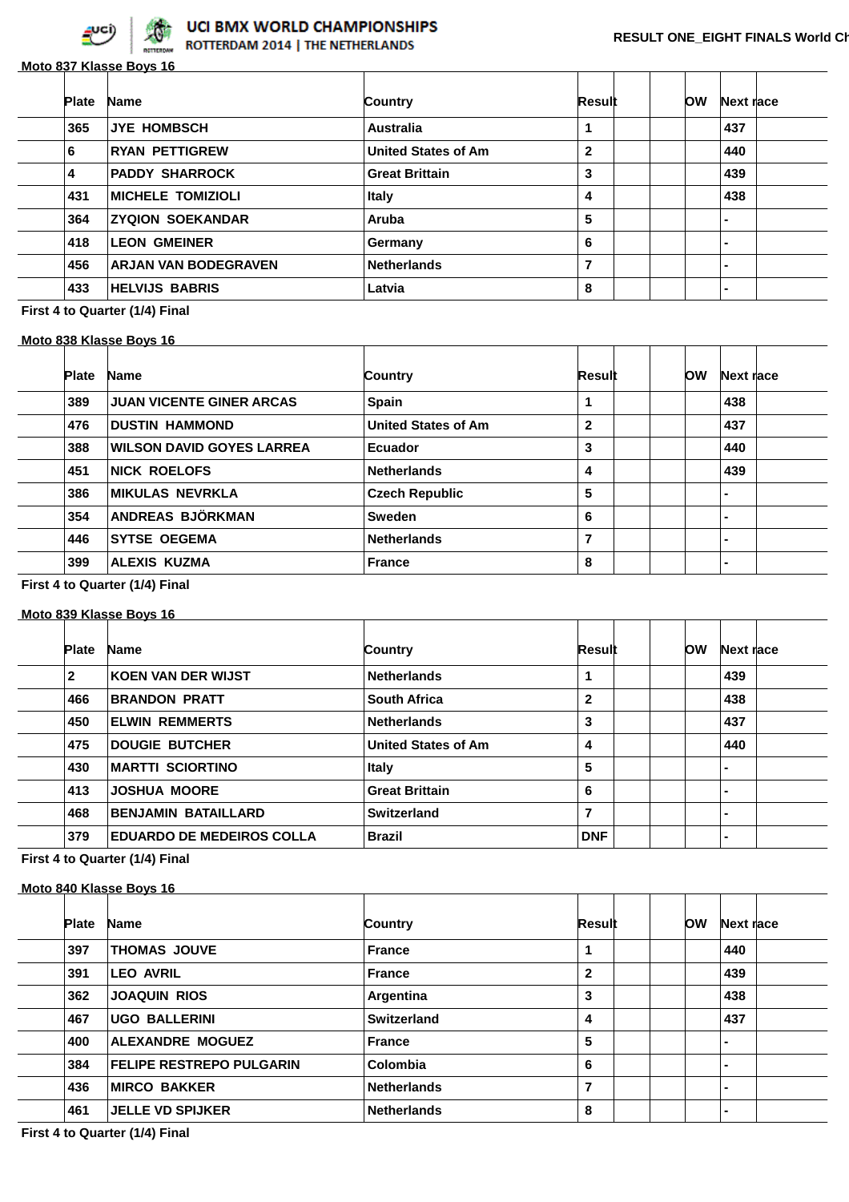## Moto 837 Klasse Boys 16

| Plate | Name | Country | Result | | | OW | Next race |
|---|---|---|---|---|---|---|---|
| 365 | JYE HOMBSCH | Australia | 1 | | | | 437 |
| 6 | RYAN PETTIGREW | United States of Am | 2 | | | | 440 |
| 4 | PADDY SHARROCK | Great Brittain | 3 | | | | 439 |
| 431 | MICHELE TOMIZIOLI | Italy | 4 | | | | 438 |
| 364 | ZYQION SOEKANDAR | Aruba | 5 | | | | - |
| 418 | LEON GMEINER | Germany | 6 | | | | - |
| 456 | ARJAN VAN BODEGRAVEN | Netherlands | 7 | | | | - |
| 433 | HELVIJS BABRIS | Latvia | 8 | | | | - |

First 4 to Quarter (1/4) Final

## Moto 838 Klasse Boys 16

| Plate | Name | Country | Result | | | OW | Next race |
|---|---|---|---|---|---|---|---|
| 389 | JUAN VICENTE GINER ARCAS | Spain | 1 | | | | 438 |
| 476 | DUSTIN HAMMOND | United States of Am | 2 | | | | 437 |
| 388 | WILSON DAVID GOYES LARREA | Ecuador | 3 | | | | 440 |
| 451 | NICK ROELOFS | Netherlands | 4 | | | | 439 |
| 386 | MIKULAS NEVRKLA | Czech Republic | 5 | | | | - |
| 354 | ANDREAS BJÖRKMAN | Sweden | 6 | | | | - |
| 446 | SYTSE OEGEMA | Netherlands | 7 | | | | - |
| 399 | ALEXIS KUZMA | France | 8 | | | | - |

First 4 to Quarter (1/4) Final

## Moto 839 Klasse Boys 16

| Plate | Name | Country | Result | | | OW | Next race |
|---|---|---|---|---|---|---|---|
| 2 | KOEN VAN DER WIJST | Netherlands | 1 | | | | 439 |
| 466 | BRANDON PRATT | South Africa | 2 | | | | 438 |
| 450 | ELWIN REMMERTS | Netherlands | 3 | | | | 437 |
| 475 | DOUGIE BUTCHER | United States of Am | 4 | | | | 440 |
| 430 | MARTTI SCIORTINO | Italy | 5 | | | | - |
| 413 | JOSHUA MOORE | Great Brittain | 6 | | | | - |
| 468 | BENJAMIN BATAILLARD | Switzerland | 7 | | | | - |
| 379 | EDUARDO DE MEDEIROS COLLA | Brazil | DNF | | | | - |

First 4 to Quarter (1/4) Final

## Moto 840 Klasse Boys 16

| Plate | Name | Country | Result | | | OW | Next race |
|---|---|---|---|---|---|---|---|
| 397 | THOMAS JOUVE | France | 1 | | | | 440 |
| 391 | LEO AVRIL | France | 2 | | | | 439 |
| 362 | JOAQUIN RIOS | Argentina | 3 | | | | 438 |
| 467 | UGO BALLERINI | Switzerland | 4 | | | | 437 |
| 400 | ALEXANDRE MOGUEZ | France | 5 | | | | - |
| 384 | FELIPE RESTREPO PULGARIN | Colombia | 6 | | | | - |
| 436 | MIRCO BAKKER | Netherlands | 7 | | | | - |
| 461 | JELLE VD SPIJKER | Netherlands | 8 | | | | - |

First 4 to Quarter (1/4) Final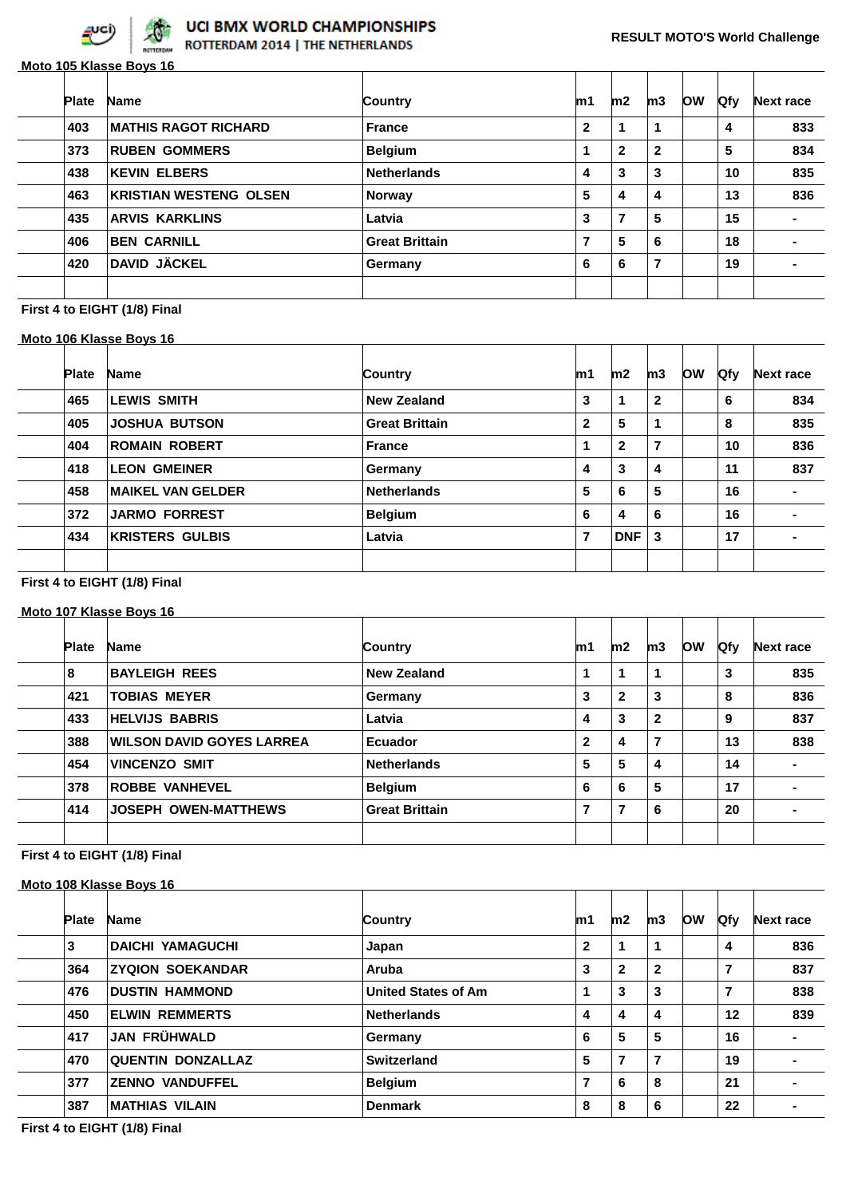# UCI BMX WORLD CHAMPIONSHIPS

ROTTERDAM 2014 | THE NETHERLANDS

**RESULT MOTO'S World Challenge**

**Moto 105 Klasse Boys 16**

| Plate | Name | Country | m1 | m2 | m3 | OW | Qfy | Next race |
|---|---|---|---|---|---|---|---|---|
| 403 | MATHIS RAGOT RICHARD | France | 2 | 1 | 1 | | 4 | 833 |
| 373 | RUBEN GOMMERS | Belgium | 1 | 2 | 2 | | 5 | 834 |
| 438 | KEVIN ELBERS | Netherlands | 4 | 3 | 3 | | 10 | 835 |
| 463 | KRISTIAN WESTENG OLSEN | Norway | 5 | 4 | 4 | | 13 | 836 |
| 435 | ARVIS KARKLINS | Latvia | 3 | 7 | 5 | | 15 | - |
| 406 | BEN CARNILL | Great Brittain | 7 | 5 | 6 | | 18 | - |
| 420 | DAVID JÄCKEL | Germany | 6 | 6 | 7 | | 19 | - |

First 4 to EIGHT (1/8) Final

**Moto 106 Klasse Boys 16**

| Plate | Name | Country | m1 | m2 | m3 | OW | Qfy | Next race |
|---|---|---|---|---|---|---|---|---|
| 465 | LEWIS SMITH | New Zealand | 3 | 1 | 2 | | 6 | 834 |
| 405 | JOSHUA BUTSON | Great Brittain | 2 | 5 | 1 | | 8 | 835 |
| 404 | ROMAIN ROBERT | France | 1 | 2 | 7 | | 10 | 836 |
| 418 | LEON GMEINER | Germany | 4 | 3 | 4 | | 11 | 837 |
| 458 | MAIKEL VAN GELDER | Netherlands | 5 | 6 | 5 | | 16 | - |
| 372 | JARMO FORREST | Belgium | 6 | 4 | 6 | | 16 | - |
| 434 | KRISTERS GULBIS | Latvia | 7 | DNF | 3 | | 17 | - |

First 4 to EIGHT (1/8) Final

**Moto 107 Klasse Boys 16**

| Plate | Name | Country | m1 | m2 | m3 | OW | Qfy | Next race |
|---|---|---|---|---|---|---|---|---|
| 8 | BAYLEIGH REES | New Zealand | 1 | 1 | 1 | | 3 | 835 |
| 421 | TOBIAS MEYER | Germany | 3 | 2 | 3 | | 8 | 836 |
| 433 | HELVIJS BABRIS | Latvia | 4 | 3 | 2 | | 9 | 837 |
| 388 | WILSON DAVID GOYES LARREA | Ecuador | 2 | 4 | 7 | | 13 | 838 |
| 454 | VINCENZO SMIT | Netherlands | 5 | 5 | 4 | | 14 | - |
| 378 | ROBBE VANHEVEL | Belgium | 6 | 6 | 5 | | 17 | - |
| 414 | JOSEPH OWEN-MATTHEWS | Great Brittain | 7 | 7 | 6 | | 20 | - |

First 4 to EIGHT (1/8) Final

**Moto 108 Klasse Boys 16**

| Plate | Name | Country | m1 | m2 | m3 | OW | Qfy | Next race |
|---|---|---|---|---|---|---|---|---|
| 3 | DAICHI YAMAGUCHI | Japan | 2 | 1 | 1 | | 4 | 836 |
| 364 | ZYQION SOEKANDAR | Aruba | 3 | 2 | 2 | | 7 | 837 |
| 476 | DUSTIN HAMMOND | United States of Am | 1 | 3 | 3 | | 7 | 838 |
| 450 | ELWIN REMMERTS | Netherlands | 4 | 4 | 4 | | 12 | 839 |
| 417 | JAN FRÜHWALD | Germany | 6 | 5 | 5 | | 16 | - |
| 470 | QUENTIN DONZALLAZ | Switzerland | 5 | 7 | 7 | | 19 | - |
| 377 | ZENNO VANDUFFEL | Belgium | 7 | 6 | 8 | | 21 | - |
| 387 | MATHIAS VILAIN | Denmark | 8 | 8 | 6 | | 22 | - |

First 4 to EIGHT (1/8) Final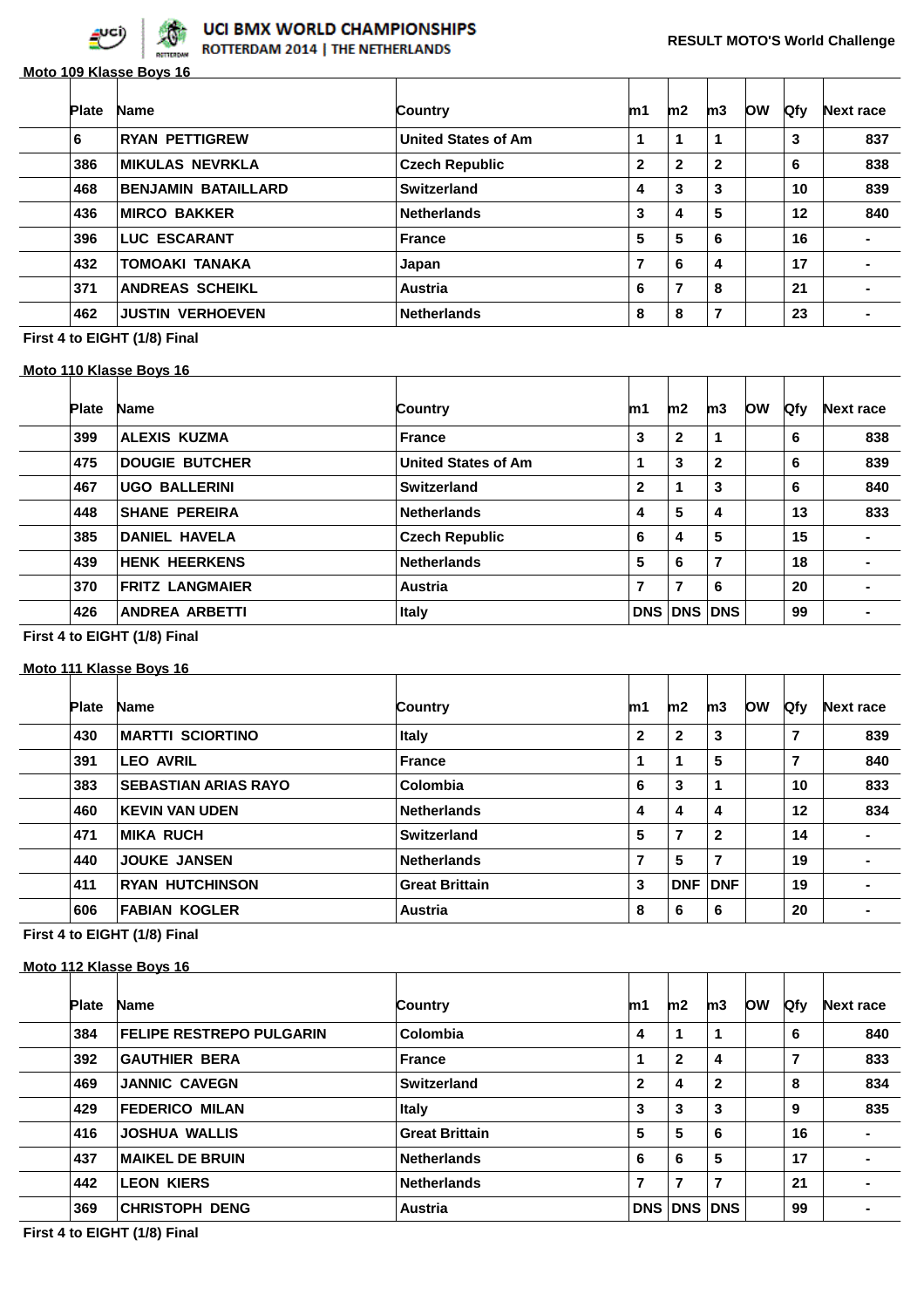UCI BMX WORLD CHAMPIONSHIPS
ROTTERDAM 2014 | THE NETHERLANDS

RESULT MOTO'S World Challenge

**Moto 109 Klasse Boys 16**

| Plate | Name | Country | m1 | m2 | m3 | OW | Qfy | Next race |
|---|---|---|---|---|---|---|---|---|
| 6 | RYAN PETTIGREW | United States of Am | 1 | 1 | 1 | | 3 | 837 |
| 386 | MIKULAS NEVRKLA | Czech Republic | 2 | 2 | 2 | | 6 | 838 |
| 468 | BENJAMIN BATAILLARD | Switzerland | 4 | 3 | 3 | | 10 | 839 |
| 436 | MIRCO BAKKER | Netherlands | 3 | 4 | 5 | | 12 | 840 |
| 396 | LUC ESCARANT | France | 5 | 5 | 6 | | 16 | - |
| 432 | TOMOAKI TANAKA | Japan | 7 | 6 | 4 | | 17 | - |
| 371 | ANDREAS SCHEIKL | Austria | 6 | 7 | 8 | | 21 | - |
| 462 | JUSTIN VERHOEVEN | Netherlands | 8 | 8 | 7 | | 23 | - |

First 4 to EIGHT (1/8) Final

**Moto 110 Klasse Boys 16**

| Plate | Name | Country | m1 | m2 | m3 | OW | Qfy | Next race |
|---|---|---|---|---|---|---|---|---|
| 399 | ALEXIS KUZMA | France | 3 | 2 | 1 | | 6 | 838 |
| 475 | DOUGIE BUTCHER | United States of Am | 1 | 3 | 2 | | 6 | 839 |
| 467 | UGO BALLERINI | Switzerland | 2 | 1 | 3 | | 6 | 840 |
| 448 | SHANE PEREIRA | Netherlands | 4 | 5 | 4 | | 13 | 833 |
| 385 | DANIEL HAVELA | Czech Republic | 6 | 4 | 5 | | 15 | - |
| 439 | HENK HEERKENS | Netherlands | 5 | 6 | 7 | | 18 | - |
| 370 | FRITZ LANGMAIER | Austria | 7 | 7 | 6 | | 20 | - |
| 426 | ANDREA ARBETTI | Italy | DNS | DNS | DNS | | 99 | - |

First 4 to EIGHT (1/8) Final

**Moto 111 Klasse Boys 16**

| Plate | Name | Country | m1 | m2 | m3 | OW | Qfy | Next race |
|---|---|---|---|---|---|---|---|---|
| 430 | MARTTI SCIORTINO | Italy | 2 | 2 | 3 | | 7 | 839 |
| 391 | LEO AVRIL | France | 1 | 1 | 5 | | 7 | 840 |
| 383 | SEBASTIAN ARIAS RAYO | Colombia | 6 | 3 | 1 | | 10 | 833 |
| 460 | KEVIN VAN UDEN | Netherlands | 4 | 4 | 4 | | 12 | 834 |
| 471 | MIKA RUCH | Switzerland | 5 | 7 | 2 | | 14 | - |
| 440 | JOUKE JANSEN | Netherlands | 7 | 5 | 7 | | 19 | - |
| 411 | RYAN HUTCHINSON | Great Brittain | 3 | DNF | DNF | | 19 | - |
| 606 | FABIAN KOGLER | Austria | 8 | 6 | 6 | | 20 | - |

First 4 to EIGHT (1/8) Final

**Moto 112 Klasse Boys 16**

| Plate | Name | Country | m1 | m2 | m3 | OW | Qfy | Next race |
|---|---|---|---|---|---|---|---|---|
| 384 | FELIPE RESTREPO PULGARIN | Colombia | 4 | 1 | 1 | | 6 | 840 |
| 392 | GAUTHIER BERA | France | 1 | 2 | 4 | | 7 | 833 |
| 469 | JANNIC CAVEGN | Switzerland | 2 | 4 | 2 | | 8 | 834 |
| 429 | FEDERICO MILAN | Italy | 3 | 3 | 3 | | 9 | 835 |
| 416 | JOSHUA WALLIS | Great Brittain | 5 | 5 | 6 | | 16 | - |
| 437 | MAIKEL DE BRUIN | Netherlands | 6 | 6 | 5 | | 17 | - |
| 442 | LEON KIERS | Netherlands | 7 | 7 | 7 | | 21 | - |
| 369 | CHRISTOPH DENG | Austria | DNS | DNS | DNS | | 99 | - |

First 4 to EIGHT (1/8) Final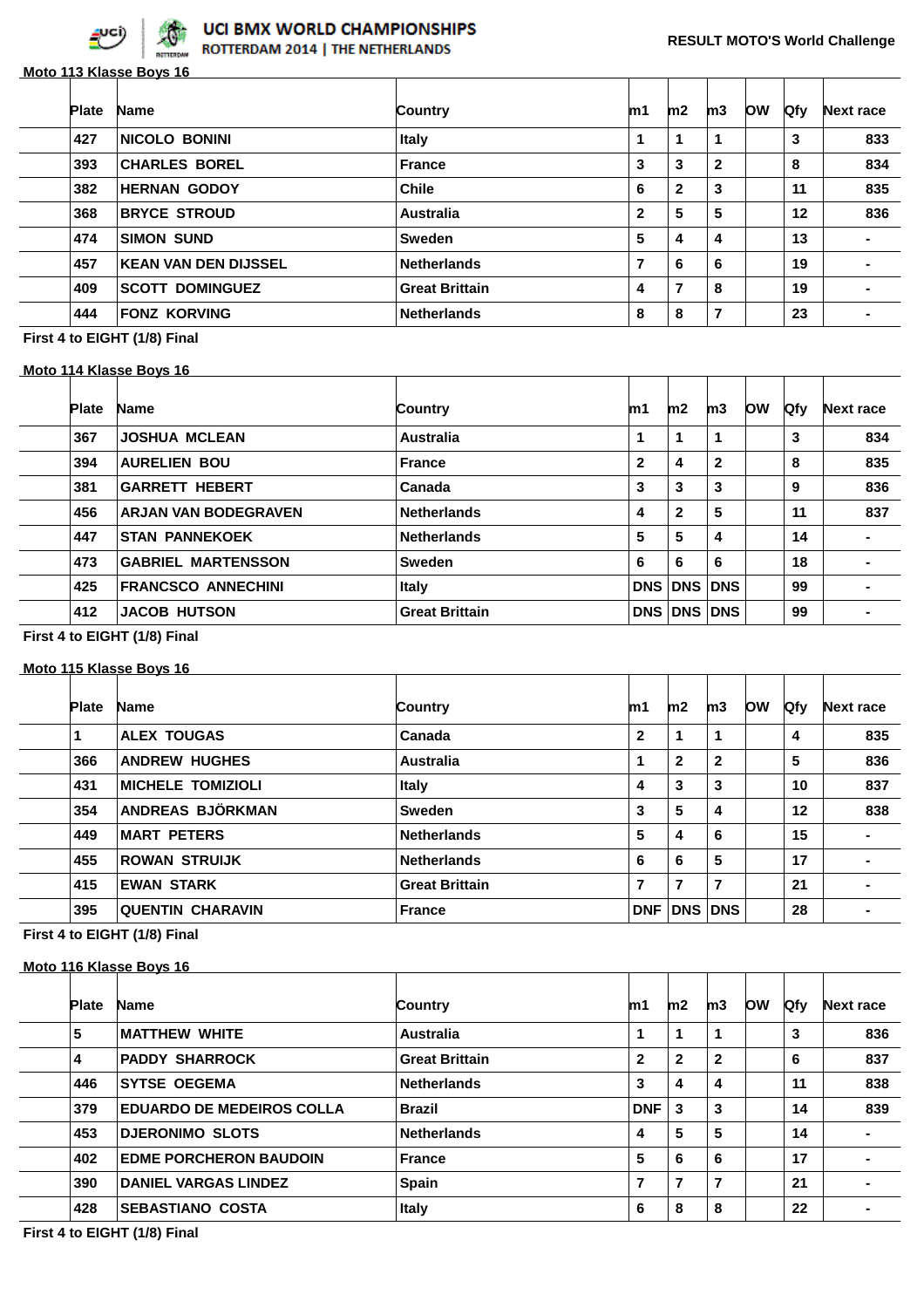UCI BMX WORLD CHAMPIONSHIPS
ROTTERDAM 2014 | THE NETHERLANDS

RESULT MOTO'S World Challenge

**Moto 113 Klasse Boys 16**

| Plate | Name | Country | m1 | m2 | m3 | OW | Qfy | Next race |
|---|---|---|---|---|---|---|---|---|
| 427 | NICOLO BONINI | Italy | 1 | 1 | 1 | | 3 | 833 |
| 393 | CHARLES BOREL | France | 3 | 3 | 2 | | 8 | 834 |
| 382 | HERNAN GODOY | Chile | 6 | 2 | 3 | | 11 | 835 |
| 368 | BRYCE STROUD | Australia | 2 | 5 | 5 | | 12 | 836 |
| 474 | SIMON SUND | Sweden | 5 | 4 | 4 | | 13 | - |
| 457 | KEAN VAN DEN DIJSSEL | Netherlands | 7 | 6 | 6 | | 19 | - |
| 409 | SCOTT DOMINGUEZ | Great Brittain | 4 | 7 | 8 | | 19 | - |
| 444 | FONZ KORVING | Netherlands | 8 | 8 | 7 | | 23 | - |

**First 4 to EIGHT (1/8) Final**

**Moto 114 Klasse Boys 16**

| Plate | Name | Country | m1 | m2 | m3 | OW | Qfy | Next race |
|---|---|---|---|---|---|---|---|---|
| 367 | JOSHUA MCLEAN | Australia | 1 | 1 | 1 | | 3 | 834 |
| 394 | AURELIEN BOU | France | 2 | 4 | 2 | | 8 | 835 |
| 381 | GARRETT HEBERT | Canada | 3 | 3 | 3 | | 9 | 836 |
| 456 | ARJAN VAN BODEGRAVEN | Netherlands | 4 | 2 | 5 | | 11 | 837 |
| 447 | STAN PANNEKOEK | Netherlands | 5 | 5 | 4 | | 14 | - |
| 473 | GABRIEL MARTENSSON | Sweden | 6 | 6 | 6 | | 18 | - |
| 425 | FRANCSCO ANNECHINI | Italy | DNS | DNS | DNS | | 99 | - |
| 412 | JACOB HUTSON | Great Brittain | DNS | DNS | DNS | | 99 | - |

**First 4 to EIGHT (1/8) Final**

**Moto 115 Klasse Boys 16**

| Plate | Name | Country | m1 | m2 | m3 | OW | Qfy | Next race |
|---|---|---|---|---|---|---|---|---|
| 1 | ALEX TOUGAS | Canada | 2 | 1 | 1 | | 4 | 835 |
| 366 | ANDREW HUGHES | Australia | 1 | 2 | 2 | | 5 | 836 |
| 431 | MICHELE TOMIZIOLI | Italy | 4 | 3 | 3 | | 10 | 837 |
| 354 | ANDREAS BJÖRKMAN | Sweden | 3 | 5 | 4 | | 12 | 838 |
| 449 | MART PETERS | Netherlands | 5 | 4 | 6 | | 15 | - |
| 455 | ROWAN STRUIJK | Netherlands | 6 | 6 | 5 | | 17 | - |
| 415 | EWAN STARK | Great Brittain | 7 | 7 | 7 | | 21 | - |
| 395 | QUENTIN CHARAVIN | France | DNF | DNS | DNS | | 28 | - |

**First 4 to EIGHT (1/8) Final**

**Moto 116 Klasse Boys 16**

| Plate | Name | Country | m1 | m2 | m3 | OW | Qfy | Next race |
|---|---|---|---|---|---|---|---|---|
| 5 | MATTHEW WHITE | Australia | 1 | 1 | 1 | | 3 | 836 |
| 4 | PADDY SHARROCK | Great Brittain | 2 | 2 | 2 | | 6 | 837 |
| 446 | SYTSE OEGEMA | Netherlands | 3 | 4 | 4 | | 11 | 838 |
| 379 | EDUARDO DE MEDEIROS COLLA | Brazil | DNF | 3 | 3 | | 14 | 839 |
| 453 | DJERONIMO SLOTS | Netherlands | 4 | 5 | 5 | | 14 | - |
| 402 | EDME PORCHERON BAUDOIN | France | 5 | 6 | 6 | | 17 | - |
| 390 | DANIEL VARGAS LINDEZ | Spain | 7 | 7 | 7 | | 21 | - |
| 428 | SEBASTIANO COSTA | Italy | 6 | 8 | 8 | | 22 | - |

**First 4 to EIGHT (1/8) Final**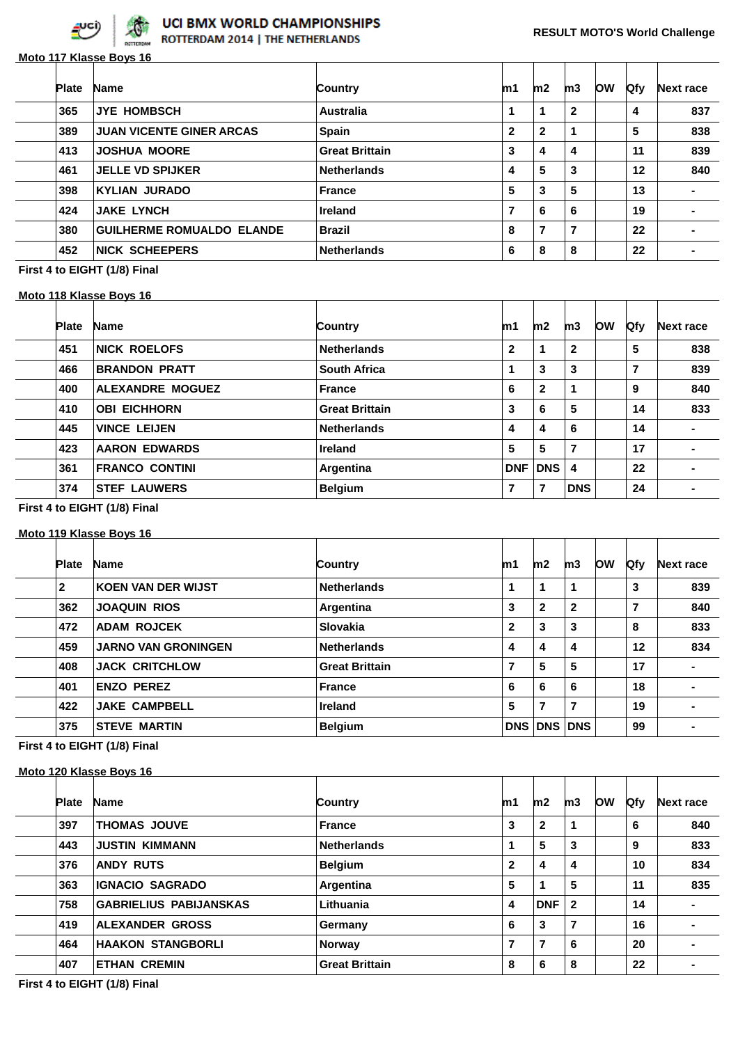# UCI BMX WORLD CHAMPIONSHIPS
ROTTERDAM 2014 | THE NETHERLANDS

**RESULT MOTO'S World Challenge**

**Moto 117 Klasse Boys 16**

| Plate | Name | Country | m1 | m2 | m3 | OW | Qfy | Next race |
|---|---|---|---|---|---|---|---|---|
| 365 | JYE HOMBSCH | Australia | 1 | 1 | 2 | | 4 | 837 |
| 389 | JUAN VICENTE GINER ARCAS | Spain | 2 | 2 | 1 | | 5 | 838 |
| 413 | JOSHUA MOORE | Great Brittain | 3 | 4 | 4 | | 11 | 839 |
| 461 | JELLE VD SPIJKER | Netherlands | 4 | 5 | 3 | | 12 | 840 |
| 398 | KYLIAN JURADO | France | 5 | 3 | 5 | | 13 | - |
| 424 | JAKE LYNCH | Ireland | 7 | 6 | 6 | | 19 | - |
| 380 | GUILHERME ROMUALDO ELANDE | Brazil | 8 | 7 | 7 | | 22 | - |
| 452 | NICK SCHEEPERS | Netherlands | 6 | 8 | 8 | | 22 | - |

**First 4 to EIGHT (1/8) Final**

**Moto 118 Klasse Boys 16**

| Plate | Name | Country | m1 | m2 | m3 | OW | Qfy | Next race |
|---|---|---|---|---|---|---|---|---|
| 451 | NICK ROELOFS | Netherlands | 2 | 1 | 2 | | 5 | 838 |
| 466 | BRANDON PRATT | South Africa | 1 | 3 | 3 | | 7 | 839 |
| 400 | ALEXANDRE MOGUEZ | France | 6 | 2 | 1 | | 9 | 840 |
| 410 | OBI EICHHORN | Great Brittain | 3 | 6 | 5 | | 14 | 833 |
| 445 | VINCE LEIJEN | Netherlands | 4 | 4 | 6 | | 14 | - |
| 423 | AARON EDWARDS | Ireland | 5 | 5 | 7 | | 17 | - |
| 361 | FRANCO CONTINI | Argentina | DNF | DNS | 4 | | 22 | - |
| 374 | STEF LAUWERS | Belgium | 7 | 7 | DNS | | 24 | - |

**First 4 to EIGHT (1/8) Final**

**Moto 119 Klasse Boys 16**

| Plate | Name | Country | m1 | m2 | m3 | OW | Qfy | Next race |
|---|---|---|---|---|---|---|---|---|
| 2 | KOEN VAN DER WIJST | Netherlands | 1 | 1 | 1 | | 3 | 839 |
| 362 | JOAQUIN RIOS | Argentina | 3 | 2 | 2 | | 7 | 840 |
| 472 | ADAM ROJCEK | Slovakia | 2 | 3 | 3 | | 8 | 833 |
| 459 | JARNO VAN GRONINGEN | Netherlands | 4 | 4 | 4 | | 12 | 834 |
| 408 | JACK CRITCHLOW | Great Brittain | 7 | 5 | 5 | | 17 | - |
| 401 | ENZO PEREZ | France | 6 | 6 | 6 | | 18 | - |
| 422 | JAKE CAMPBELL | Ireland | 5 | 7 | 7 | | 19 | - |
| 375 | STEVE MARTIN | Belgium | DNS | DNS | DNS | | 99 | - |

**First 4 to EIGHT (1/8) Final**

**Moto 120 Klasse Boys 16**

| Plate | Name | Country | m1 | m2 | m3 | OW | Qfy | Next race |
|---|---|---|---|---|---|---|---|---|
| 397 | THOMAS JOUVE | France | 3 | 2 | 1 | | 6 | 840 |
| 443 | JUSTIN KIMMANN | Netherlands | 1 | 5 | 3 | | 9 | 833 |
| 376 | ANDY RUTS | Belgium | 2 | 4 | 4 | | 10 | 834 |
| 363 | IGNACIO SAGRADO | Argentina | 5 | 1 | 5 | | 11 | 835 |
| 758 | GABRIELIUS PABIJANSKAS | Lithuania | 4 | DNF | 2 | | 14 | - |
| 419 | ALEXANDER GROSS | Germany | 6 | 3 | 7 | | 16 | - |
| 464 | HAAKON STANGBORLI | Norway | 7 | 7 | 6 | | 20 | - |
| 407 | ETHAN CREMIN | Great Brittain | 8 | 6 | 8 | | 22 | - |

**First 4 to EIGHT (1/8) Final**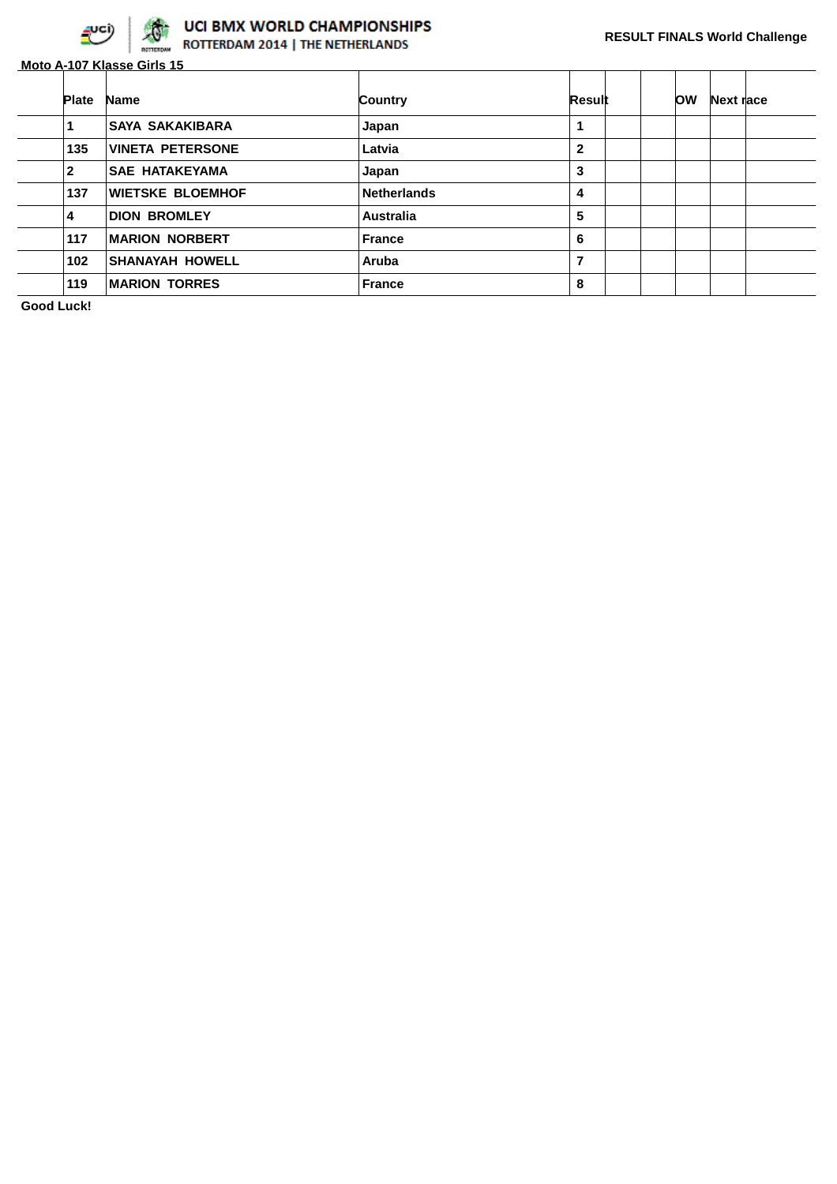UCI BMX WORLD CHAMPIONSHIPS
ROTTERDAM 2014 | THE NETHERLANDS

**RESULT FINALS World Challenge**

**Moto A-107 Klasse Girls 15**

| Plate | Name | Country | Result | | | OW | Next race |
|---|---|---|---|---|---|---|---|
| 1 | SAYA SAKAKIBARA | Japan | 1 | | | | |
| 135 | VINETA PETERSONE | Latvia | 2 | | | | |
| 2 | SAE HATAKEYAMA | Japan | 3 | | | | |
| 137 | WIETSKE BLOEMHOF | Netherlands | 4 | | | | |
| 4 | DION BROMLEY | Australia | 5 | | | | |
| 117 | MARION NORBERT | France | 6 | | | | |
| 102 | SHANAYAH HOWELL | Aruba | 7 | | | | |
| 119 | MARION TORRES | France | 8 | | | | |

**Good Luck!**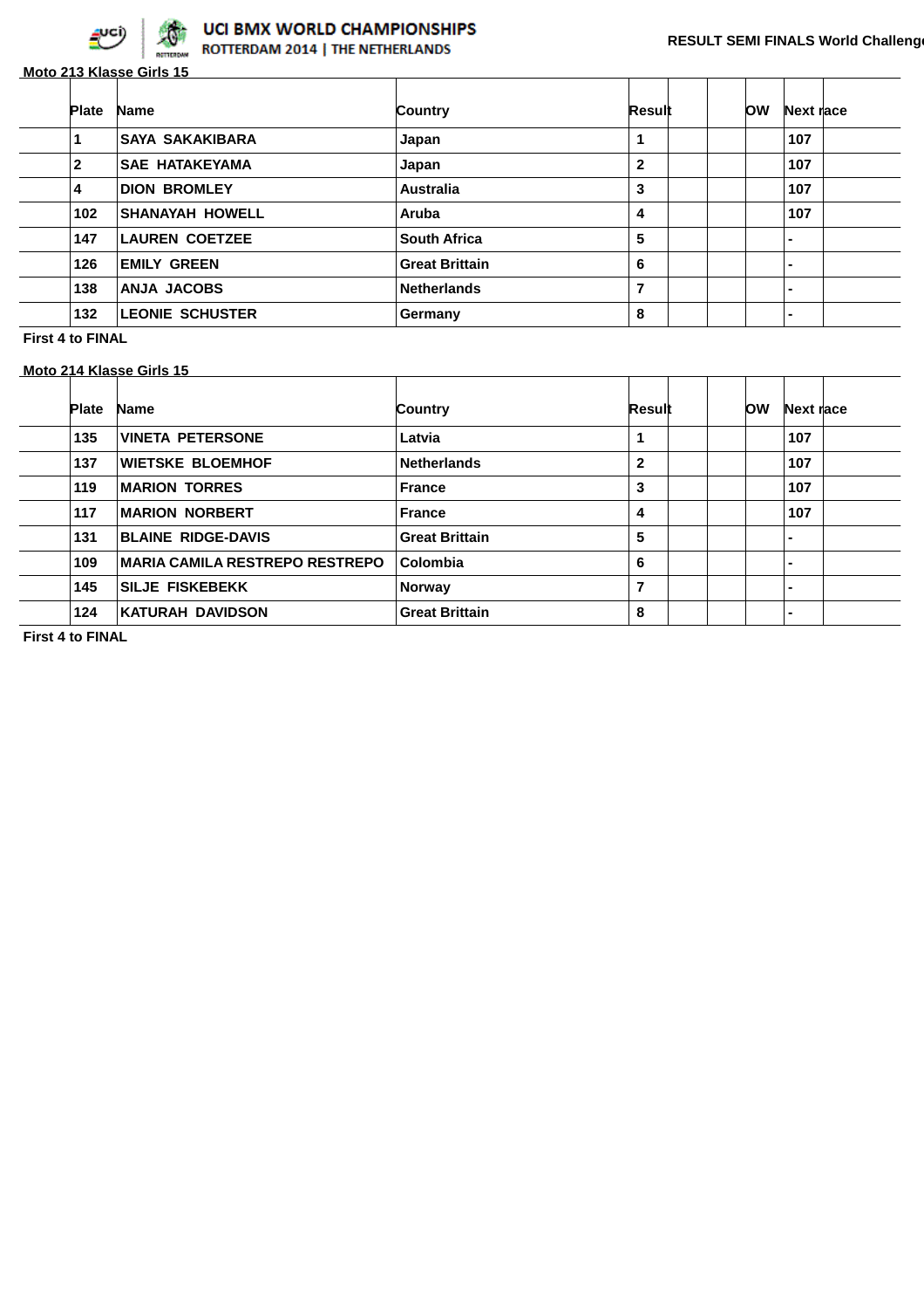UCI BMX WORLD CHAMPIONSHIPS
ROTTERDAM 2014 | THE NETHERLANDS

RESULT SEMI FINALS World Challenge

**Moto 213 Klasse Girls 15**

| Plate | Name | Country | Result | | | OW | Next race |
|---|---|---|---|---|---|---|---|
| 1 | SAYA SAKAKIBARA | Japan | 1 | | | | 107 |
| 2 | SAE HATAKEYAMA | Japan | 2 | | | | 107 |
| 4 | DION BROMLEY | Australia | 3 | | | | 107 |
| 102 | SHANAYAH HOWELL | Aruba | 4 | | | | 107 |
| 147 | LAUREN COETZEE | South Africa | 5 | | | | - |
| 126 | EMILY GREEN | Great Brittain | 6 | | | | - |
| 138 | ANJA JACOBS | Netherlands | 7 | | | | - |
| 132 | LEONIE SCHUSTER | Germany | 8 | | | | - |

**First 4 to FINAL**

**Moto 214 Klasse Girls 15**

| Plate | Name | Country | Result | | | OW | Next race |
|---|---|---|---|---|---|---|---|
| 135 | VINETA PETERSONE | Latvia | 1 | | | | 107 |
| 137 | WIETSKE BLOEMHOF | Netherlands | 2 | | | | 107 |
| 119 | MARION TORRES | France | 3 | | | | 107 |
| 117 | MARION NORBERT | France | 4 | | | | 107 |
| 131 | BLAINE RIDGE-DAVIS | Great Brittain | 5 | | | | - |
| 109 | MARIA CAMILA RESTREPO RESTREPO | Colombia | 6 | | | | - |
| 145 | SILJE FISKEBEKK | Norway | 7 | | | | - |
| 124 | KATURAH DAVIDSON | Great Brittain | 8 | | | | - |

**First 4 to FINAL**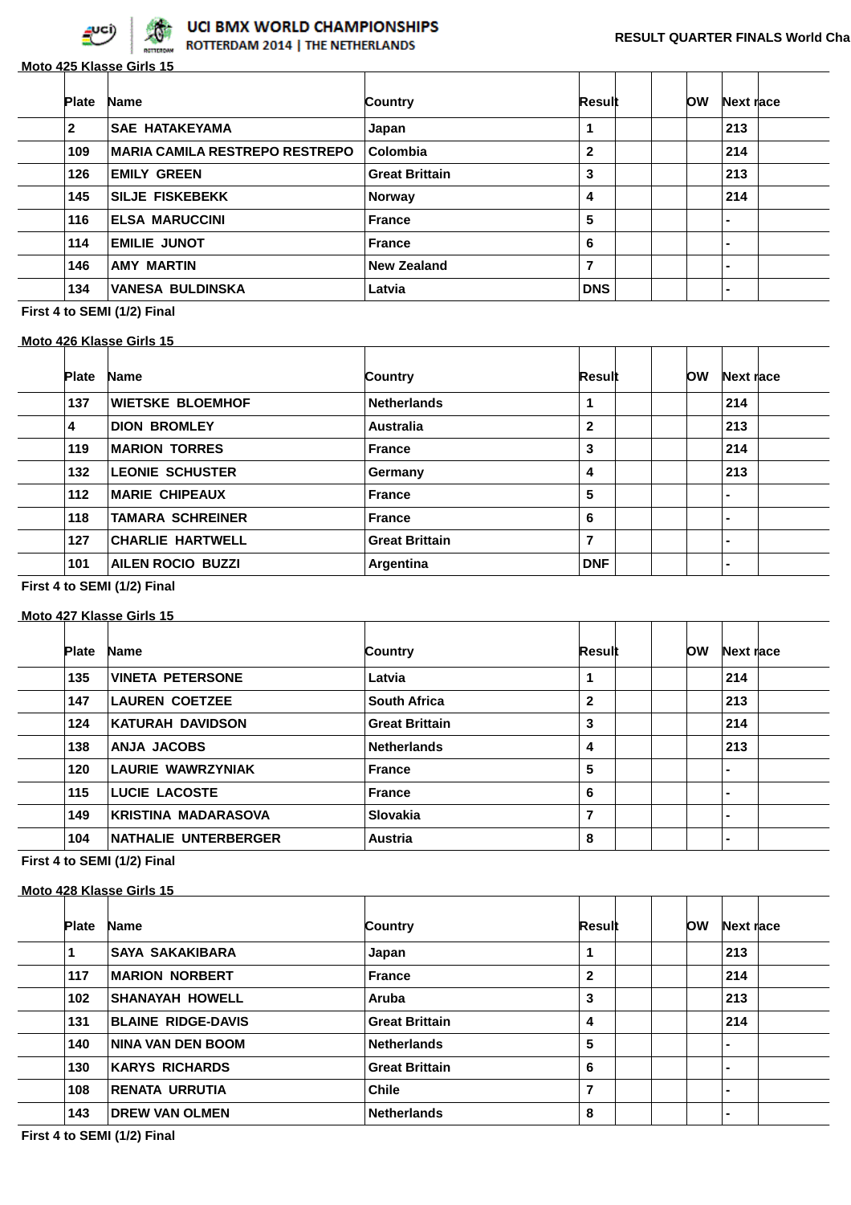**UCI BMX WORLD CHAMPIONSHIPS**
**ROTTERDAM 2014 | THE NETHERLANDS**

**RESULT QUARTER FINALS World Cha**

**Moto 425 Klasse Girls 15**

| Plate | Name | Country | Result | | | OW | Next race | |
|---|---|---|---|---|---|---|---|---|
| 2 | SAE HATAKEYAMA | Japan | 1 | | | | 213 | |
| 109 | MARIA CAMILA RESTREPO RESTREPO | Colombia | 2 | | | | 214 | |
| 126 | EMILY GREEN | Great Brittain | 3 | | | | 213 | |
| 145 | SILJE FISKEBEKK | Norway | 4 | | | | 214 | |
| 116 | ELSA MARUCCINI | France | 5 | | | | - | |
| 114 | EMILIE JUNOT | France | 6 | | | | - | |
| 146 | AMY MARTIN | New Zealand | 7 | | | | - | |
| 134 | VANESA BULDINSKA | Latvia | DNS | | | | - | |

**First 4 to SEMI (1/2) Final**

**Moto 426 Klasse Girls 15**

| Plate | Name | Country | Result | | | OW | Next race | |
|---|---|---|---|---|---|---|---|---|
| 137 | WIETSKE BLOEMHOF | Netherlands | 1 | | | | 214 | |
| 4 | DION BROMLEY | Australia | 2 | | | | 213 | |
| 119 | MARION TORRES | France | 3 | | | | 214 | |
| 132 | LEONIE SCHUSTER | Germany | 4 | | | | 213 | |
| 112 | MARIE CHIPEAUX | France | 5 | | | | - | |
| 118 | TAMARA SCHREINER | France | 6 | | | | - | |
| 127 | CHARLIE HARTWELL | Great Brittain | 7 | | | | - | |
| 101 | AILEN ROCIO BUZZI | Argentina | DNF | | | | - | |

**First 4 to SEMI (1/2) Final**

**Moto 427 Klasse Girls 15**

| Plate | Name | Country | Result | | | OW | Next race | |
|---|---|---|---|---|---|---|---|---|
| 135 | VINETA PETERSONE | Latvia | 1 | | | | 214 | |
| 147 | LAUREN COETZEE | South Africa | 2 | | | | 213 | |
| 124 | KATURAH DAVIDSON | Great Brittain | 3 | | | | 214 | |
| 138 | ANJA JACOBS | Netherlands | 4 | | | | 213 | |
| 120 | LAURIE WAWRZYNIAK | France | 5 | | | | - | |
| 115 | LUCIE LACOSTE | France | 6 | | | | - | |
| 149 | KRISTINA MADARASOVA | Slovakia | 7 | | | | - | |
| 104 | NATHALIE UNTERBERGER | Austria | 8 | | | | - | |

**First 4 to SEMI (1/2) Final**

**Moto 428 Klasse Girls 15**

| Plate | Name | Country | Result | | | OW | Next race | |
|---|---|---|---|---|---|---|---|---|
| 1 | SAYA SAKAKIBARA | Japan | 1 | | | | 213 | |
| 117 | MARION NORBERT | France | 2 | | | | 214 | |
| 102 | SHANAYAH HOWELL | Aruba | 3 | | | | 213 | |
| 131 | BLAINE RIDGE-DAVIS | Great Brittain | 4 | | | | 214 | |
| 140 | NINA VAN DEN BOOM | Netherlands | 5 | | | | - | |
| 130 | KARYS RICHARDS | Great Brittain | 6 | | | | - | |
| 108 | RENATA URRUTIA | Chile | 7 | | | | - | |
| 143 | DREW VAN OLMEN | Netherlands | 8 | | | | - | |

**First 4 to SEMI (1/2) Final**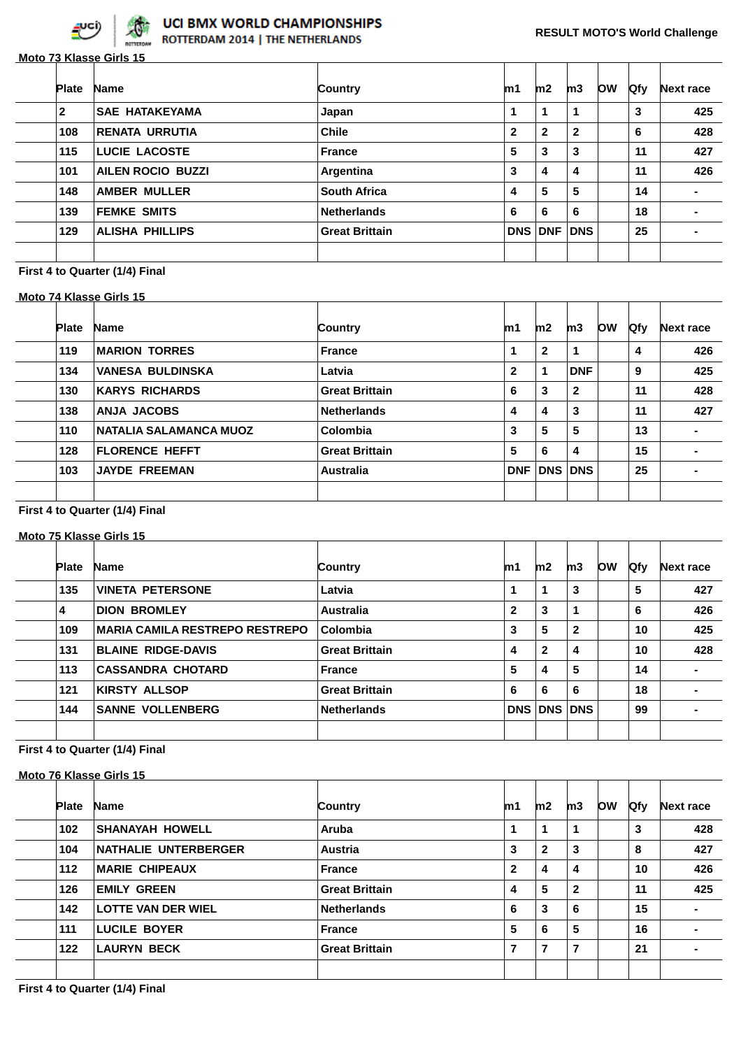UCI BMX WORLD CHAMPIONSHIPS
ROTTERDAM 2014 | THE NETHERLANDS

**RESULT MOTO'S World Challenge**

**Moto 73 Klasse Girls 15**

| Plate | Name | Country | m1 | m2 | m3 | OW | Qfy | Next race |
|---|---|---|---|---|---|---|---|---|
| 2 | SAE HATAKEYAMA | Japan | 1 | 1 | 1 | | 3 | 425 |
| 108 | RENATA URRUTIA | Chile | 2 | 2 | 2 | | 6 | 428 |
| 115 | LUCIE LACOSTE | France | 5 | 3 | 3 | | 11 | 427 |
| 101 | AILEN ROCIO BUZZI | Argentina | 3 | 4 | 4 | | 11 | 426 |
| 148 | AMBER MULLER | South Africa | 4 | 5 | 5 | | 14 | - |
| 139 | FEMKE SMITS | Netherlands | 6 | 6 | 6 | | 18 | - |
| 129 | ALISHA PHILLIPS | Great Brittain | DNS | DNF | DNS | | 25 | - |

First 4 to Quarter (1/4) Final

**Moto 74 Klasse Girls 15**

| Plate | Name | Country | m1 | m2 | m3 | OW | Qfy | Next race |
|---|---|---|---|---|---|---|---|---|
| 119 | MARION TORRES | France | 1 | 2 | 1 | | 4 | 426 |
| 134 | VANESA BULDINSKA | Latvia | 2 | 1 | DNF | | 9 | 425 |
| 130 | KARYS RICHARDS | Great Brittain | 6 | 3 | 2 | | 11 | 428 |
| 138 | ANJA JACOBS | Netherlands | 4 | 4 | 3 | | 11 | 427 |
| 110 | NATALIA SALAMANCA MUOZ | Colombia | 3 | 5 | 5 | | 13 | - |
| 128 | FLORENCE HEFFT | Great Brittain | 5 | 6 | 4 | | 15 | - |
| 103 | JAYDE FREEMAN | Australia | DNF | DNS | DNS | | 25 | - |

First 4 to Quarter (1/4) Final

**Moto 75 Klasse Girls 15**

| Plate | Name | Country | m1 | m2 | m3 | OW | Qfy | Next race |
|---|---|---|---|---|---|---|---|---|
| 135 | VINETA PETERSONE | Latvia | 1 | 1 | 3 | | 5 | 427 |
| 4 | DION BROMLEY | Australia | 2 | 3 | 1 | | 6 | 426 |
| 109 | MARIA CAMILA RESTREPO RESTREPO | Colombia | 3 | 5 | 2 | | 10 | 425 |
| 131 | BLAINE RIDGE-DAVIS | Great Brittain | 4 | 2 | 4 | | 10 | 428 |
| 113 | CASSANDRA CHOTARD | France | 5 | 4 | 5 | | 14 | - |
| 121 | KIRSTY ALLSOP | Great Brittain | 6 | 6 | 6 | | 18 | - |
| 144 | SANNE VOLLENBERG | Netherlands | DNS | DNS | DNS | | 99 | - |

First 4 to Quarter (1/4) Final

**Moto 76 Klasse Girls 15**

| Plate | Name | Country | m1 | m2 | m3 | OW | Qfy | Next race |
|---|---|---|---|---|---|---|---|---|
| 102 | SHANAYAH HOWELL | Aruba | 1 | 1 | 1 | | 3 | 428 |
| 104 | NATHALIE UNTERBERGER | Austria | 3 | 2 | 3 | | 8 | 427 |
| 112 | MARIE CHIPEAUX | France | 2 | 4 | 4 | | 10 | 426 |
| 126 | EMILY GREEN | Great Brittain | 4 | 5 | 2 | | 11 | 425 |
| 142 | LOTTE VAN DER WIEL | Netherlands | 6 | 3 | 6 | | 15 | - |
| 111 | LUCILE BOYER | France | 5 | 6 | 5 | | 16 | - |
| 122 | LAURYN BECK | Great Brittain | 7 | 7 | 7 | | 21 | - |

First 4 to Quarter (1/4) Final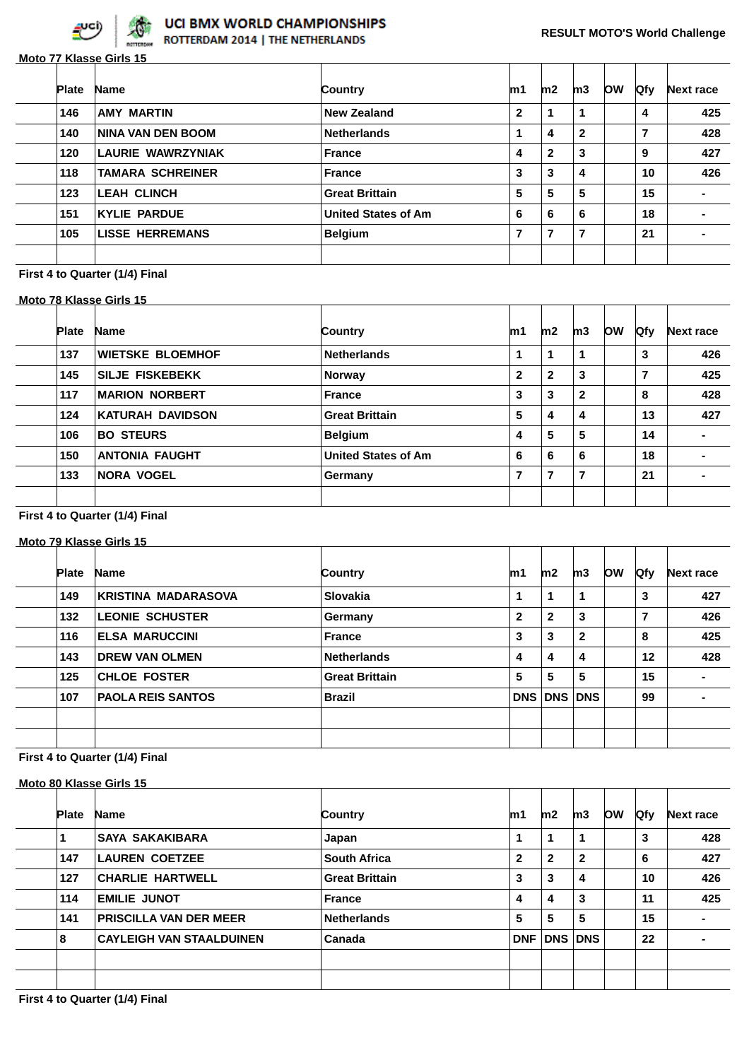UCI BMX WORLD CHAMPIONSHIPS
ROTTERDAM 2014 | THE NETHERLANDS

**RESULT MOTO'S World Challenge**

**Moto 77 Klasse Girls 15**

| Plate | Name | Country | m1 | m2 | m3 | OW | Qfy | Next race |
|---|---|---|---|---|---|---|---|---|
| 146 | AMY MARTIN | New Zealand | 2 | 1 | 1 | | 4 | 425 |
| 140 | NINA VAN DEN BOOM | Netherlands | 1 | 4 | 2 | | 7 | 428 |
| 120 | LAURIE WAWRZYNIAK | France | 4 | 2 | 3 | | 9 | 427 |
| 118 | TAMARA SCHREINER | France | 3 | 3 | 4 | | 10 | 426 |
| 123 | LEAH CLINCH | Great Brittain | 5 | 5 | 5 | | 15 | - |
| 151 | KYLIE PARDUE | United States of Am | 6 | 6 | 6 | | 18 | - |
| 105 | LISSE HERREMANS | Belgium | 7 | 7 | 7 | | 21 | - |

First 4 to Quarter (1/4) Final

**Moto 78 Klasse Girls 15**

| Plate | Name | Country | m1 | m2 | m3 | OW | Qfy | Next race |
|---|---|---|---|---|---|---|---|---|
| 137 | WIETSKE BLOEMHOF | Netherlands | 1 | 1 | 1 | | 3 | 426 |
| 145 | SILJE FISKEBEKK | Norway | 2 | 2 | 3 | | 7 | 425 |
| 117 | MARION NORBERT | France | 3 | 3 | 2 | | 8 | 428 |
| 124 | KATURAH DAVIDSON | Great Brittain | 5 | 4 | 4 | | 13 | 427 |
| 106 | BO STEURS | Belgium | 4 | 5 | 5 | | 14 | - |
| 150 | ANTONIA FAUGHT | United States of Am | 6 | 6 | 6 | | 18 | - |
| 133 | NORA VOGEL | Germany | 7 | 7 | 7 | | 21 | - |

First 4 to Quarter (1/4) Final

**Moto 79 Klasse Girls 15**

| Plate | Name | Country | m1 | m2 | m3 | OW | Qfy | Next race |
|---|---|---|---|---|---|---|---|---|
| 149 | KRISTINA MADARASOVA | Slovakia | 1 | 1 | 1 | | 3 | 427 |
| 132 | LEONIE SCHUSTER | Germany | 2 | 2 | 3 | | 7 | 426 |
| 116 | ELSA MARUCCINI | France | 3 | 3 | 2 | | 8 | 425 |
| 143 | DREW VAN OLMEN | Netherlands | 4 | 4 | 4 | | 12 | 428 |
| 125 | CHLOE FOSTER | Great Brittain | 5 | 5 | 5 | | 15 | - |
| 107 | PAOLA REIS SANTOS | Brazil | DNS | DNS | DNS | | 99 | - |

First 4 to Quarter (1/4) Final

**Moto 80 Klasse Girls 15**

| Plate | Name | Country | m1 | m2 | m3 | OW | Qfy | Next race |
|---|---|---|---|---|---|---|---|---|
| 1 | SAYA SAKAKIBARA | Japan | 1 | 1 | 1 | | 3 | 428 |
| 147 | LAUREN COETZEE | South Africa | 2 | 2 | 2 | | 6 | 427 |
| 127 | CHARLIE HARTWELL | Great Brittain | 3 | 3 | 4 | | 10 | 426 |
| 114 | EMILIE JUNOT | France | 4 | 4 | 3 | | 11 | 425 |
| 141 | PRISCILLA VAN DER MEER | Netherlands | 5 | 5 | 5 | | 15 | - |
| 8 | CAYLEIGH VAN STAALDUINEN | Canada | DNF | DNS | DNS | | 22 | - |

First 4 to Quarter (1/4) Final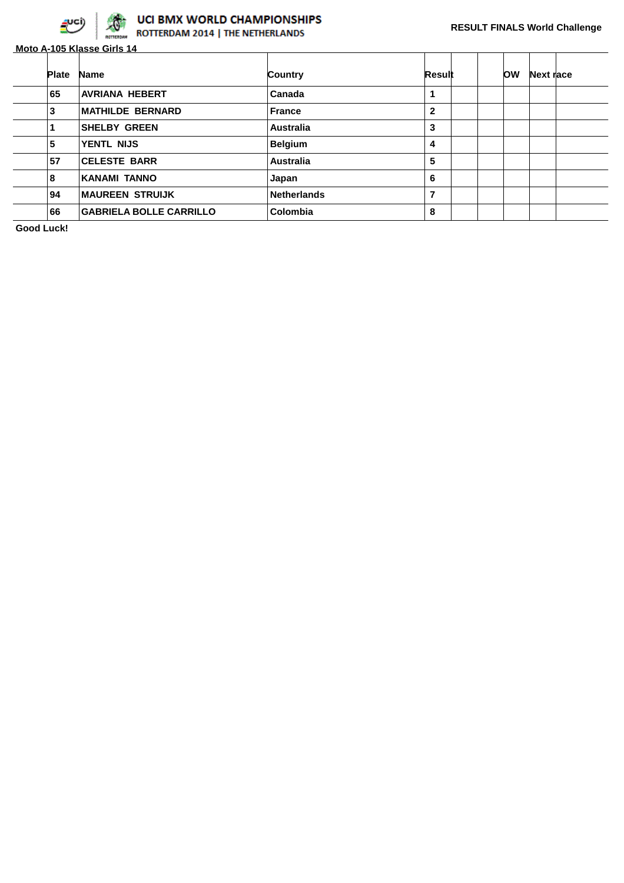UCI BMX WORLD CHAMPIONSHIPS
ROTTERDAM 2014 | THE NETHERLANDS

**RESULT FINALS World Challenge**

**Moto A-105 Klasse Girls 14**

| Plate | Name | Country | Result | | | OW | Next race | |
|---|---|---|---|---|---|---|---|---|
| 65 | AVRIANA HEBERT | Canada | 1 | | | | | |
| 3 | MATHILDE BERNARD | France | 2 | | | | | |
| 1 | SHELBY GREEN | Australia | 3 | | | | | |
| 5 | YENTL NIJS | Belgium | 4 | | | | | |
| 57 | CELESTE BARR | Australia | 5 | | | | | |
| 8 | KANAMI TANNO | Japan | 6 | | | | | |
| 94 | MAUREEN STRUIJK | Netherlands | 7 | | | | | |
| 66 | GABRIELA BOLLE CARRILLO | Colombia | 8 | | | | | |

**Good Luck!**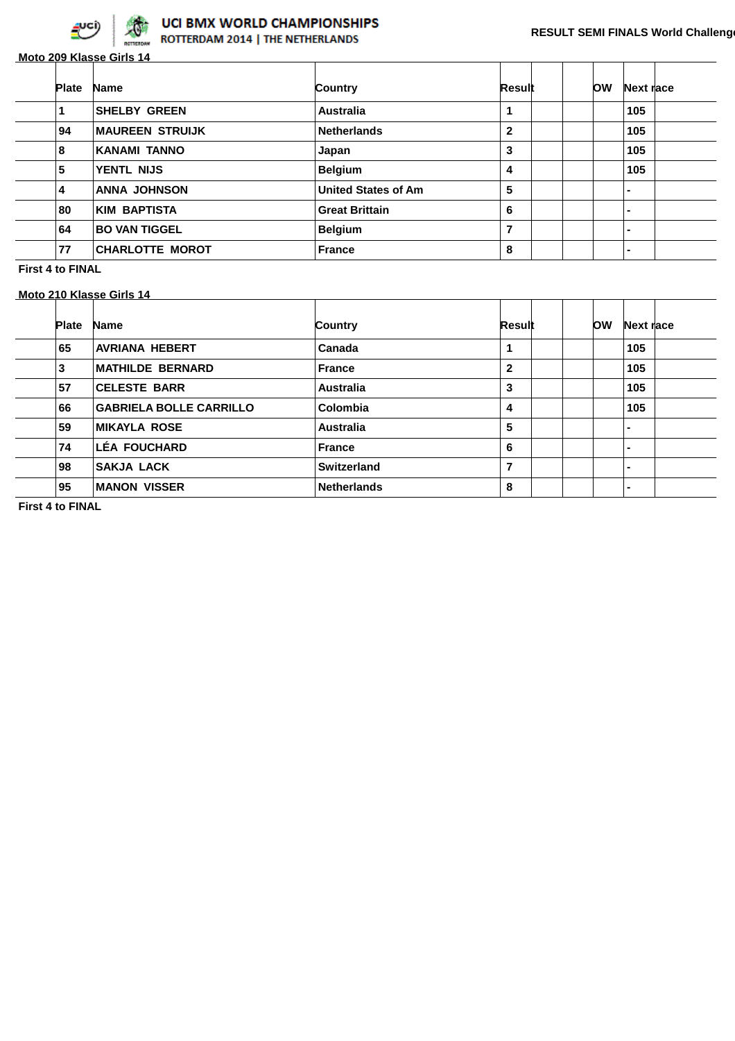# UCI BMX WORLD CHAMPIONSHIPS
ROTTERDAM 2014 | THE NETHERLANDS

**RESULT SEMI FINALS World Challenge**

**Moto 209 Klasse Girls 14**

| Plate | Name | Country | Result | | | OW | Next race | |
|---|---|---|---|---|---|---|---|---|
| 1 | SHELBY GREEN | Australia | 1 | | | | 105 | |
| 94 | MAUREEN STRUIJK | Netherlands | 2 | | | | 105 | |
| 8 | KANAMI TANNO | Japan | 3 | | | | 105 | |
| 5 | YENTL NIJS | Belgium | 4 | | | | 105 | |
| 4 | ANNA JOHNSON | United States of Am | 5 | | | | - | |
| 80 | KIM BAPTISTA | Great Brittain | 6 | | | | - | |
| 64 | BO VAN TIGGEL | Belgium | 7 | | | | - | |
| 77 | CHARLOTTE MOROT | France | 8 | | | | - | |

**First 4 to FINAL**

**Moto 210 Klasse Girls 14**

| Plate | Name | Country | Result | | | OW | Next race | |
|---|---|---|---|---|---|---|---|---|
| 65 | AVRIANA HEBERT | Canada | 1 | | | | 105 | |
| 3 | MATHILDE BERNARD | France | 2 | | | | 105 | |
| 57 | CELESTE BARR | Australia | 3 | | | | 105 | |
| 66 | GABRIELA BOLLE CARRILLO | Colombia | 4 | | | | 105 | |
| 59 | MIKAYLA ROSE | Australia | 5 | | | | - | |
| 74 | LÉA FOUCHARD | France | 6 | | | | - | |
| 98 | SAKJA LACK | Switzerland | 7 | | | | - | |
| 95 | MANON VISSER | Netherlands | 8 | | | | - | |

**First 4 to FINAL**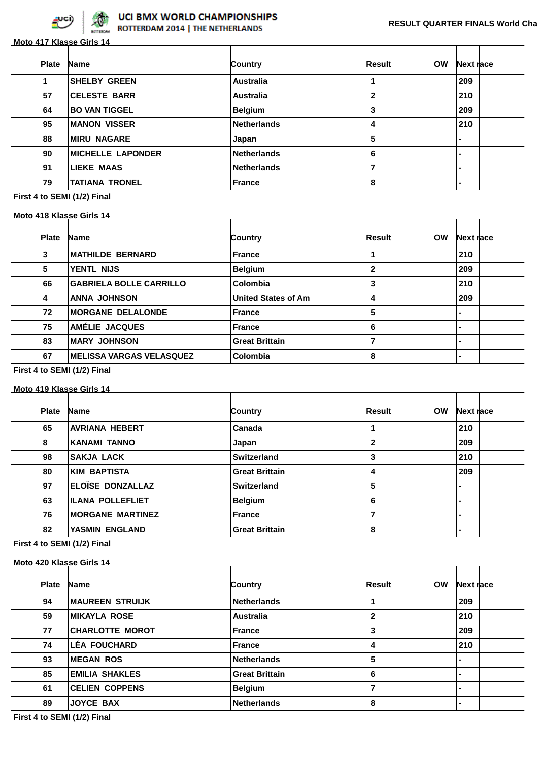UCI BMX WORLD CHAMPIONSHIPS ROTTERDAM 2014 | THE NETHERLANDS

RESULT QUARTER FINALS World Cha

## Moto 417 Klasse Girls 14

| Plate | Name | Country | Result | | | OW | Next race | |
|---|---|---|---|---|---|---|---|---|
| 1 | SHELBY GREEN | Australia | 1 | | | | 209 | |
| 57 | CELESTE BARR | Australia | 2 | | | | 210 | |
| 64 | BO VAN TIGGEL | Belgium | 3 | | | | 209 | |
| 95 | MANON VISSER | Netherlands | 4 | | | | 210 | |
| 88 | MIRU NAGARE | Japan | 5 | | | | - | |
| 90 | MICHELLE LAPONDER | Netherlands | 6 | | | | - | |
| 91 | LIEKE MAAS | Netherlands | 7 | | | | - | |
| 79 | TATIANA TRONEL | France | 8 | | | | - | |

First 4 to SEMI (1/2) Final

## Moto 418 Klasse Girls 14

| Plate | Name | Country | Result | | | OW | Next race | |
|---|---|---|---|---|---|---|---|---|
| 3 | MATHILDE BERNARD | France | 1 | | | | 210 | |
| 5 | YENTL NIJS | Belgium | 2 | | | | 209 | |
| 66 | GABRIELA BOLLE CARRILLO | Colombia | 3 | | | | 210 | |
| 4 | ANNA JOHNSON | United States of Am | 4 | | | | 209 | |
| 72 | MORGANE DELALONDE | France | 5 | | | | - | |
| 75 | AMÉLIE JACQUES | France | 6 | | | | - | |
| 83 | MARY JOHNSON | Great Brittain | 7 | | | | - | |
| 67 | MELISSA VARGAS VELASQUEZ | Colombia | 8 | | | | - | |

First 4 to SEMI (1/2) Final

## Moto 419 Klasse Girls 14

| Plate | Name | Country | Result | | | OW | Next race | |
|---|---|---|---|---|---|---|---|---|
| 65 | AVRIANA HEBERT | Canada | 1 | | | | 210 | |
| 8 | KANAMI TANNO | Japan | 2 | | | | 209 | |
| 98 | SAKJA LACK | Switzerland | 3 | | | | 210 | |
| 80 | KIM BAPTISTA | Great Brittain | 4 | | | | 209 | |
| 97 | ELOÏSE DONZALLAZ | Switzerland | 5 | | | | - | |
| 63 | ILANA POLLEFLIET | Belgium | 6 | | | | - | |
| 76 | MORGANE MARTINEZ | France | 7 | | | | - | |
| 82 | YASMIN ENGLAND | Great Brittain | 8 | | | | - | |

First 4 to SEMI (1/2) Final

## Moto 420 Klasse Girls 14

| Plate | Name | Country | Result | | | OW | Next race | |
|---|---|---|---|---|---|---|---|---|
| 94 | MAUREEN STRUIJK | Netherlands | 1 | | | | 209 | |
| 59 | MIKAYLA ROSE | Australia | 2 | | | | 210 | |
| 77 | CHARLOTTE MOROT | France | 3 | | | | 209 | |
| 74 | LÉA FOUCHARD | France | 4 | | | | 210 | |
| 93 | MEGAN ROS | Netherlands | 5 | | | | - | |
| 85 | EMILIA SHAKLES | Great Brittain | 6 | | | | - | |
| 61 | CELIEN COPPENS | Belgium | 7 | | | | - | |
| 89 | JOYCE BAX | Netherlands | 8 | | | | - | |

First 4 to SEMI (1/2) Final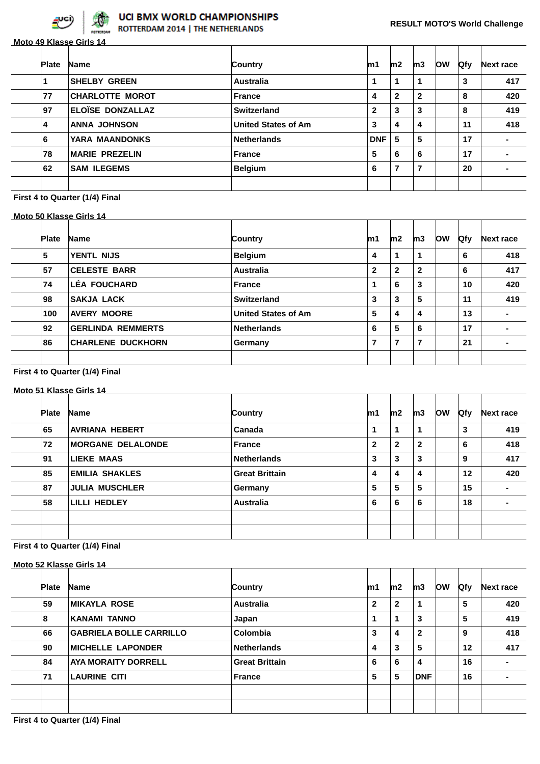UCI BMX WORLD CHAMPIONSHIPS
ROTTERDAM 2014 | THE NETHERLANDS

**RESULT MOTO'S World Challenge**

**Moto 49 Klasse Girls 14**

| Plate | Name | Country | m1 | m2 | m3 | OW | Qfy | Next race |
|---|---|---|---|---|---|---|---|---|
| 1 | SHELBY GREEN | Australia | 1 | 1 | 1 | | 3 | 417 |
| 77 | CHARLOTTE MOROT | France | 4 | 2 | 2 | | 8 | 420 |
| 97 | ELOÏSE DONZALLAZ | Switzerland | 2 | 3 | 3 | | 8 | 419 |
| 4 | ANNA JOHNSON | United States of Am | 3 | 4 | 4 | | 11 | 418 |
| 6 | YARA MAANDONKS | Netherlands | DNF | 5 | 5 | | 17 | - |
| 78 | MARIE PREZELIN | France | 5 | 6 | 6 | | 17 | - |
| 62 | SAM ILEGEMS | Belgium | 6 | 7 | 7 | | 20 | - |

**First 4 to Quarter (1/4) Final**

**Moto 50 Klasse Girls 14**

| Plate | Name | Country | m1 | m2 | m3 | OW | Qfy | Next race |
|---|---|---|---|---|---|---|---|---|
| 5 | YENTL NIJS | Belgium | 4 | 1 | 1 | | 6 | 418 |
| 57 | CELESTE BARR | Australia | 2 | 2 | 2 | | 6 | 417 |
| 74 | LÉA FOUCHARD | France | 1 | 6 | 3 | | 10 | 420 |
| 98 | SAKJA LACK | Switzerland | 3 | 3 | 5 | | 11 | 419 |
| 100 | AVERY MOORE | United States of Am | 5 | 4 | 4 | | 13 | - |
| 92 | GERLINDA REMMERTS | Netherlands | 6 | 5 | 6 | | 17 | - |
| 86 | CHARLENE DUCKHORN | Germany | 7 | 7 | 7 | | 21 | - |

**First 4 to Quarter (1/4) Final**

**Moto 51 Klasse Girls 14**

| Plate | Name | Country | m1 | m2 | m3 | OW | Qfy | Next race |
|---|---|---|---|---|---|---|---|---|
| 65 | AVRIANA HEBERT | Canada | 1 | 1 | 1 | | 3 | 419 |
| 72 | MORGANE DELALONDE | France | 2 | 2 | 2 | | 6 | 418 |
| 91 | LIEKE MAAS | Netherlands | 3 | 3 | 3 | | 9 | 417 |
| 85 | EMILIA SHAKLES | Great Brittain | 4 | 4 | 4 | | 12 | 420 |
| 87 | JULIA MUSCHLER | Germany | 5 | 5 | 5 | | 15 | - |
| 58 | LILLI HEDLEY | Australia | 6 | 6 | 6 | | 18 | - |

**First 4 to Quarter (1/4) Final**

**Moto 52 Klasse Girls 14**

| Plate | Name | Country | m1 | m2 | m3 | OW | Qfy | Next race |
|---|---|---|---|---|---|---|---|---|
| 59 | MIKAYLA ROSE | Australia | 2 | 2 | 1 | | 5 | 420 |
| 8 | KANAMI TANNO | Japan | 1 | 1 | 3 | | 5 | 419 |
| 66 | GABRIELA BOLLE CARRILLO | Colombia | 3 | 4 | 2 | | 9 | 418 |
| 90 | MICHELLE LAPONDER | Netherlands | 4 | 3 | 5 | | 12 | 417 |
| 84 | AYA MORAITY DORRELL | Great Brittain | 6 | 6 | 4 | | 16 | - |
| 71 | LAURINE CITI | France | 5 | 5 | DNF | | 16 | - |

**First 4 to Quarter (1/4) Final**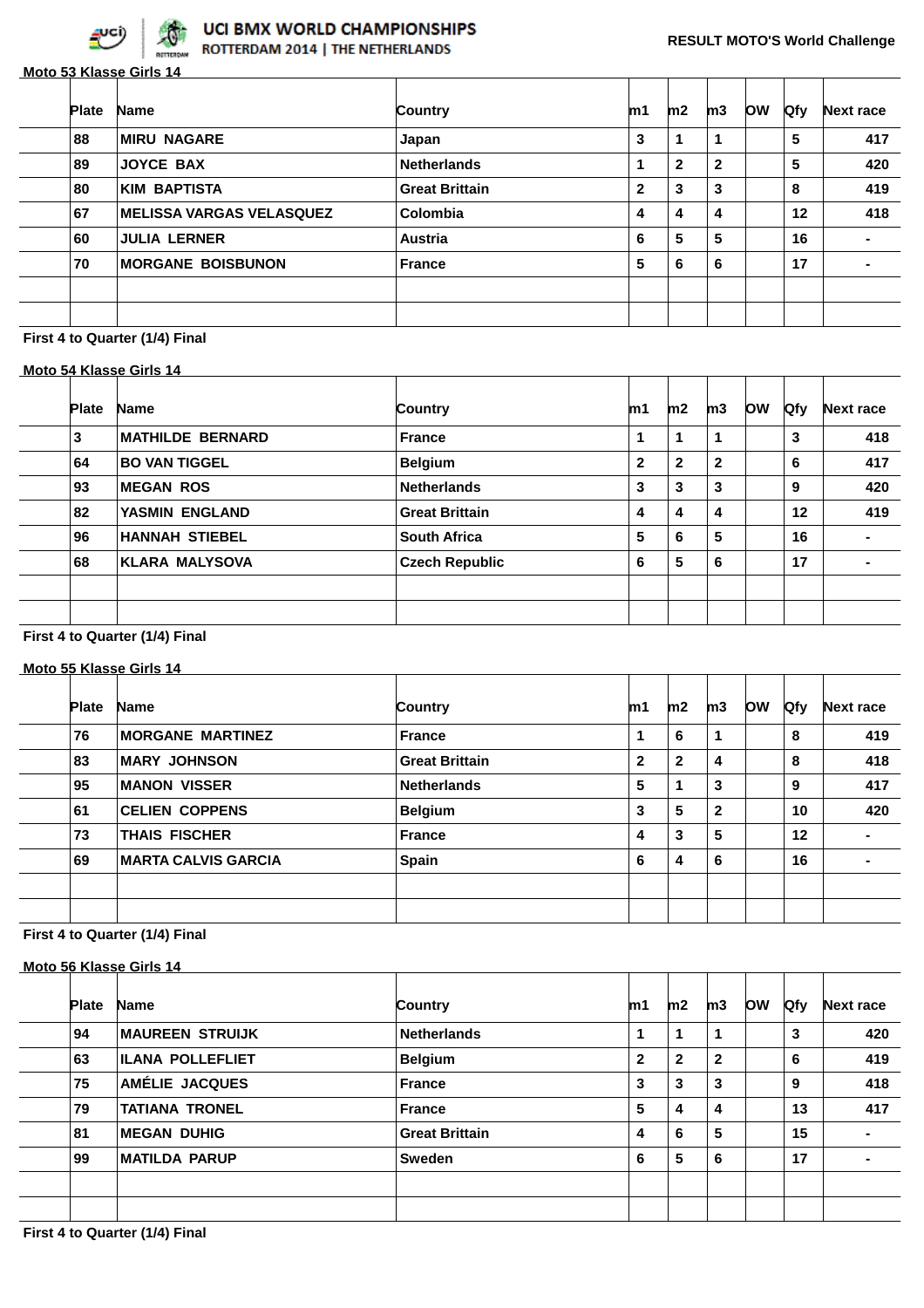# UCI BMX WORLD CHAMPIONSHIPS
ROTTERDAM 2014 | THE NETHERLANDS

**RESULT MOTO'S World Challenge**

**Moto 53 Klasse Girls 14**

| Plate | Name | Country | m1 | m2 | m3 | OW | Qfy | Next race |
|---|---|---|---|---|---|---|---|---|
| 88 | MIRU NAGARE | Japan | 3 | 1 | 1 | | 5 | 417 |
| 89 | JOYCE BAX | Netherlands | 1 | 2 | 2 | | 5 | 420 |
| 80 | KIM BAPTISTA | Great Brittain | 2 | 3 | 3 | | 8 | 419 |
| 67 | MELISSA VARGAS VELASQUEZ | Colombia | 4 | 4 | 4 | | 12 | 418 |
| 60 | JULIA LERNER | Austria | 6 | 5 | 5 | | 16 | - |
| 70 | MORGANE BOISBUNON | France | 5 | 6 | 6 | | 17 | - |

First 4 to Quarter (1/4) Final

**Moto 54 Klasse Girls 14**

| Plate | Name | Country | m1 | m2 | m3 | OW | Qfy | Next race |
|---|---|---|---|---|---|---|---|---|
| 3 | MATHILDE BERNARD | France | 1 | 1 | 1 | | 3 | 418 |
| 64 | BO VAN TIGGEL | Belgium | 2 | 2 | 2 | | 6 | 417 |
| 93 | MEGAN ROS | Netherlands | 3 | 3 | 3 | | 9 | 420 |
| 82 | YASMIN ENGLAND | Great Brittain | 4 | 4 | 4 | | 12 | 419 |
| 96 | HANNAH STIEBEL | South Africa | 5 | 6 | 5 | | 16 | - |
| 68 | KLARA MALYSOVA | Czech Republic | 6 | 5 | 6 | | 17 | - |

First 4 to Quarter (1/4) Final

**Moto 55 Klasse Girls 14**

| Plate | Name | Country | m1 | m2 | m3 | OW | Qfy | Next race |
|---|---|---|---|---|---|---|---|---|
| 76 | MORGANE MARTINEZ | France | 1 | 6 | 1 | | 8 | 419 |
| 83 | MARY JOHNSON | Great Brittain | 2 | 2 | 4 | | 8 | 418 |
| 95 | MANON VISSER | Netherlands | 5 | 1 | 3 | | 9 | 417 |
| 61 | CELIEN COPPENS | Belgium | 3 | 5 | 2 | | 10 | 420 |
| 73 | THAIS FISCHER | France | 4 | 3 | 5 | | 12 | - |
| 69 | MARTA CALVIS GARCIA | Spain | 6 | 4 | 6 | | 16 | - |

First 4 to Quarter (1/4) Final

**Moto 56 Klasse Girls 14**

| Plate | Name | Country | m1 | m2 | m3 | OW | Qfy | Next race |
|---|---|---|---|---|---|---|---|---|
| 94 | MAUREEN STRUIJK | Netherlands | 1 | 1 | 1 | | 3 | 420 |
| 63 | ILANA POLLEFLIET | Belgium | 2 | 2 | 2 | | 6 | 419 |
| 75 | AMÉLIE JACQUES | France | 3 | 3 | 3 | | 9 | 418 |
| 79 | TATIANA TRONEL | France | 5 | 4 | 4 | | 13 | 417 |
| 81 | MEGAN DUHIG | Great Brittain | 4 | 6 | 5 | | 15 | - |
| 99 | MATILDA PARUP | Sweden | 6 | 5 | 6 | | 17 | - |

First 4 to Quarter (1/4) Final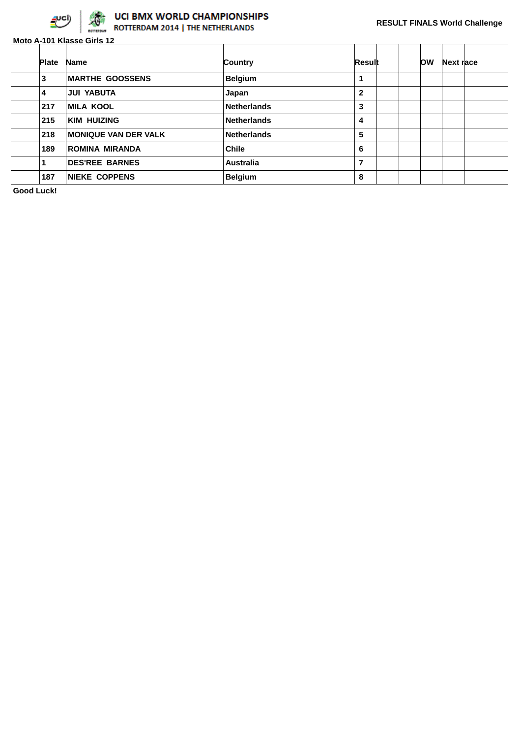UCI BMX WORLD CHAMPIONSHIPS
ROTTERDAM 2014 | THE NETHERLANDS

**RESULT FINALS World Challenge**

**Moto A-101 Klasse Girls 12**

| | Plate | Name | Country | Result | | | OW | Next race | |
|---|---|---|---|---|---|---|---|---|---|
| | 3 | MARTHE GOOSSENS | Belgium | 1 | | | | | |
| | 4 | JUI YABUTA | Japan | 2 | | | | | |
| | 217 | MILA KOOL | Netherlands | 3 | | | | | |
| | 215 | KIM HUIZING | Netherlands | 4 | | | | | |
| | 218 | MONIQUE VAN DER VALK | Netherlands | 5 | | | | | |
| | 189 | ROMINA MIRANDA | Chile | 6 | | | | | |
| | 1 | DES'REE BARNES | Australia | 7 | | | | | |
| | 187 | NIEKE COPPENS | Belgium | 8 | | | | | |

**Good Luck!**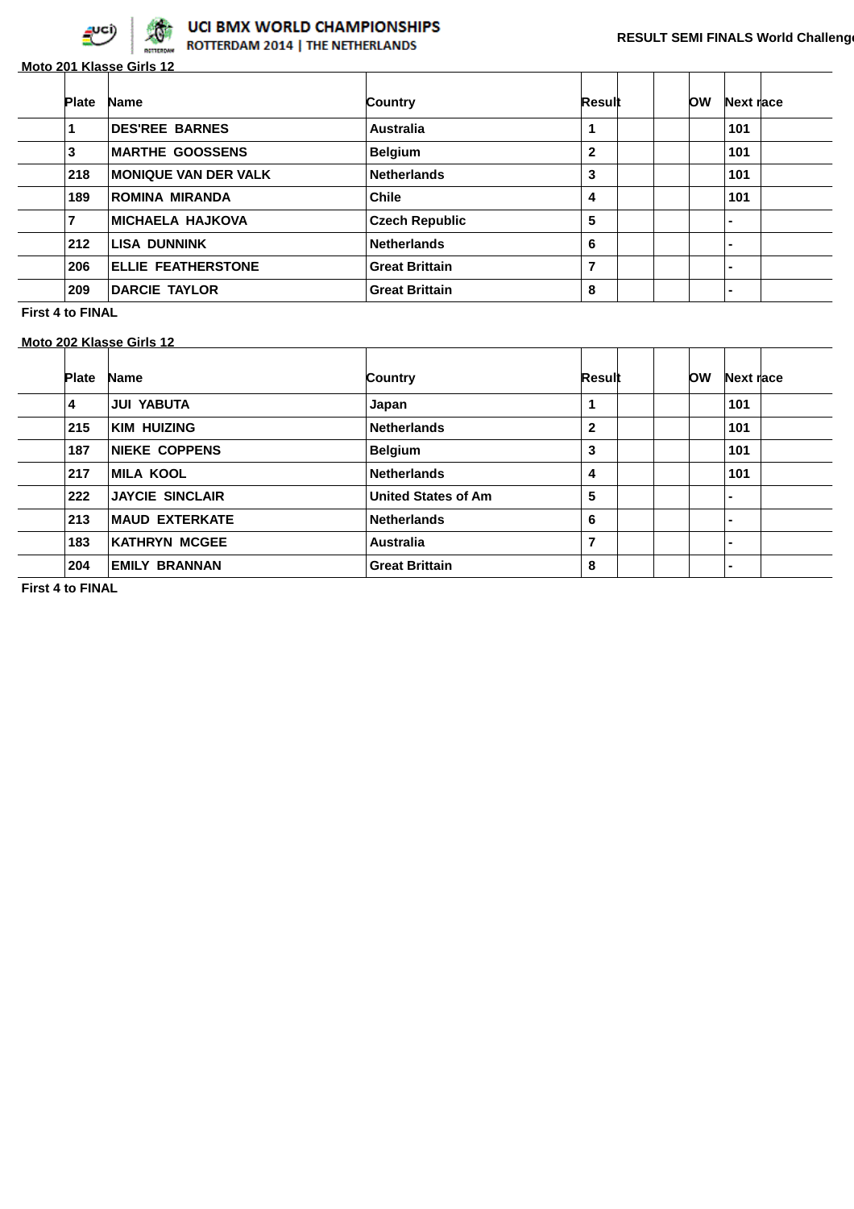UCI BMX WORLD CHAMPIONSHIPS
ROTTERDAM 2014 | THE NETHERLANDS

**RESULT SEMI FINALS World Challenge**

**Moto 201 Klasse Girls 12**

| Plate | Name | Country | Result | | | OW | Next race | |
|---|---|---|---|---|---|---|---|---|
| 1 | DES'REE BARNES | Australia | 1 | | | | 101 | |
| 3 | MARTHE GOOSSENS | Belgium | 2 | | | | 101 | |
| 218 | MONIQUE VAN DER VALK | Netherlands | 3 | | | | 101 | |
| 189 | ROMINA MIRANDA | Chile | 4 | | | | 101 | |
| 7 | MICHAELA HAJKOVA | Czech Republic | 5 | | | | - | |
| 212 | LISA DUNNINK | Netherlands | 6 | | | | - | |
| 206 | ELLIE FEATHERSTONE | Great Brittain | 7 | | | | - | |
| 209 | DARCIE TAYLOR | Great Brittain | 8 | | | | - | |

**First 4 to FINAL**

**Moto 202 Klasse Girls 12**

| Plate | Name | Country | Result | | | OW | Next race | |
|---|---|---|---|---|---|---|---|---|
| 4 | JUI YABUTA | Japan | 1 | | | | 101 | |
| 215 | KIM HUIZING | Netherlands | 2 | | | | 101 | |
| 187 | NIEKE COPPENS | Belgium | 3 | | | | 101 | |
| 217 | MILA KOOL | Netherlands | 4 | | | | 101 | |
| 222 | JAYCIE SINCLAIR | United States of Am | 5 | | | | - | |
| 213 | MAUD EXTERKATE | Netherlands | 6 | | | | - | |
| 183 | KATHRYN MCGEE | Australia | 7 | | | | - | |
| 204 | EMILY BRANNAN | Great Brittain | 8 | | | | - | |

**First 4 to FINAL**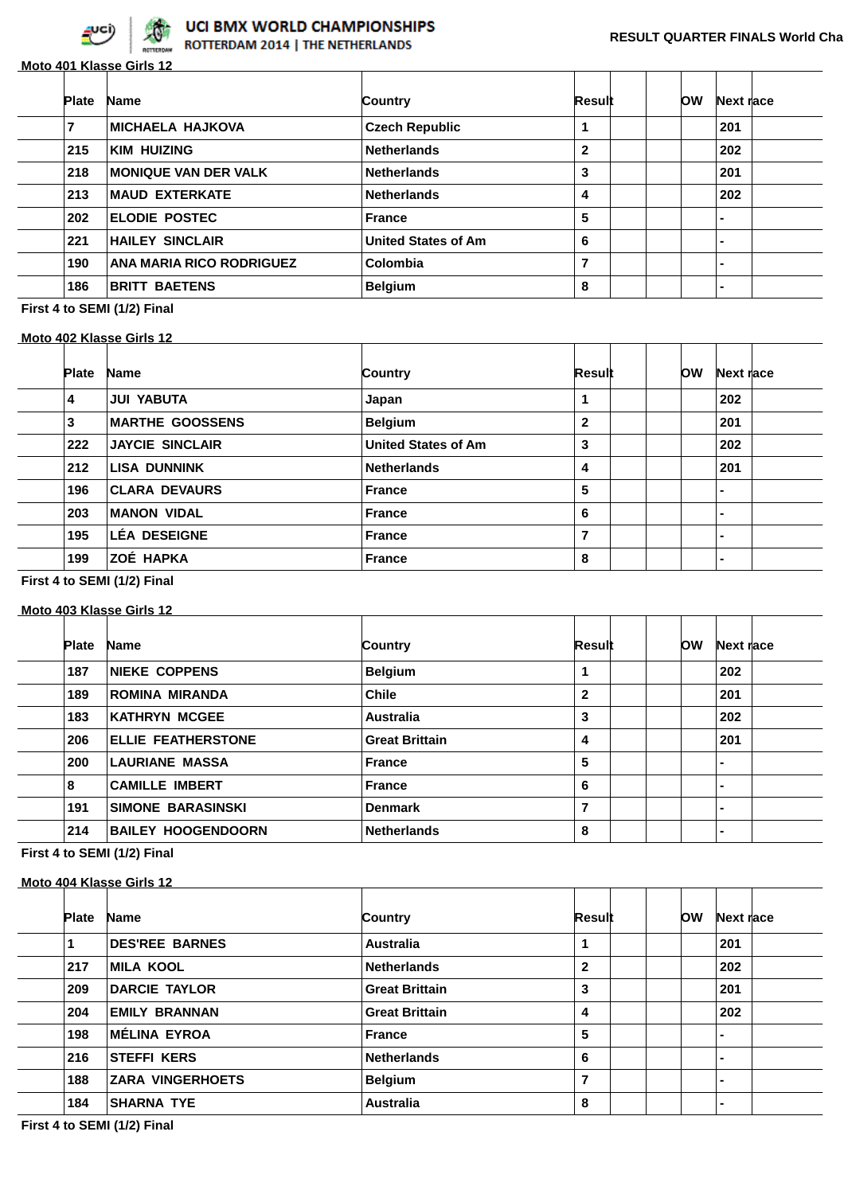UCI BMX WORLD CHAMPIONSHIPS
ROTTERDAM 2014 | THE NETHERLANDS

RESULT QUARTER FINALS World Cha

**Moto 401 Klasse Girls 12**

| Plate | Name | Country | Result | | | OW | Next race | |
|---|---|---|---|---|---|---|---|---|
| 7 | MICHAELA HAJKOVA | Czech Republic | 1 | | | | 201 | |
| 215 | KIM HUIZING | Netherlands | 2 | | | | 202 | |
| 218 | MONIQUE VAN DER VALK | Netherlands | 3 | | | | 201 | |
| 213 | MAUD EXTERKATE | Netherlands | 4 | | | | 202 | |
| 202 | ELODIE POSTEC | France | 5 | | | | - | |
| 221 | HAILEY SINCLAIR | United States of Am | 6 | | | | - | |
| 190 | ANA MARIA RICO RODRIGUEZ | Colombia | 7 | | | | - | |
| 186 | BRITT BAETENS | Belgium | 8 | | | | - | |

First 4 to SEMI (1/2) Final

**Moto 402 Klasse Girls 12**

| Plate | Name | Country | Result | | | OW | Next race | |
|---|---|---|---|---|---|---|---|---|
| 4 | JUI YABUTA | Japan | 1 | | | | 202 | |
| 3 | MARTHE GOOSSENS | Belgium | 2 | | | | 201 | |
| 222 | JAYCIE SINCLAIR | United States of Am | 3 | | | | 202 | |
| 212 | LISA DUNNINK | Netherlands | 4 | | | | 201 | |
| 196 | CLARA DEVAURS | France | 5 | | | | - | |
| 203 | MANON VIDAL | France | 6 | | | | - | |
| 195 | LÉA DESEIGNE | France | 7 | | | | - | |
| 199 | ZOÉ HAPKA | France | 8 | | | | - | |

First 4 to SEMI (1/2) Final

**Moto 403 Klasse Girls 12**

| Plate | Name | Country | Result | | | OW | Next race | |
|---|---|---|---|---|---|---|---|---|
| 187 | NIEKE COPPENS | Belgium | 1 | | | | 202 | |
| 189 | ROMINA MIRANDA | Chile | 2 | | | | 201 | |
| 183 | KATHRYN MCGEE | Australia | 3 | | | | 202 | |
| 206 | ELLIE FEATHERSTONE | Great Brittain | 4 | | | | 201 | |
| 200 | LAURIANE MASSA | France | 5 | | | | - | |
| 8 | CAMILLE IMBERT | France | 6 | | | | - | |
| 191 | SIMONE BARASINSKI | Denmark | 7 | | | | - | |
| 214 | BAILEY HOOGENDOORN | Netherlands | 8 | | | | - | |

First 4 to SEMI (1/2) Final

**Moto 404 Klasse Girls 12**

| Plate | Name | Country | Result | | | OW | Next race | |
|---|---|---|---|---|---|---|---|---|
| 1 | DES'REE BARNES | Australia | 1 | | | | 201 | |
| 217 | MILA KOOL | Netherlands | 2 | | | | 202 | |
| 209 | DARCIE TAYLOR | Great Brittain | 3 | | | | 201 | |
| 204 | EMILY BRANNAN | Great Brittain | 4 | | | | 202 | |
| 198 | MÉLINA EYROA | France | 5 | | | | - | |
| 216 | STEFFI KERS | Netherlands | 6 | | | | - | |
| 188 | ZARA VINGERHOETS | Belgium | 7 | | | | - | |
| 184 | SHARNA TYE | Australia | 8 | | | | - | |

First 4 to SEMI (1/2) Final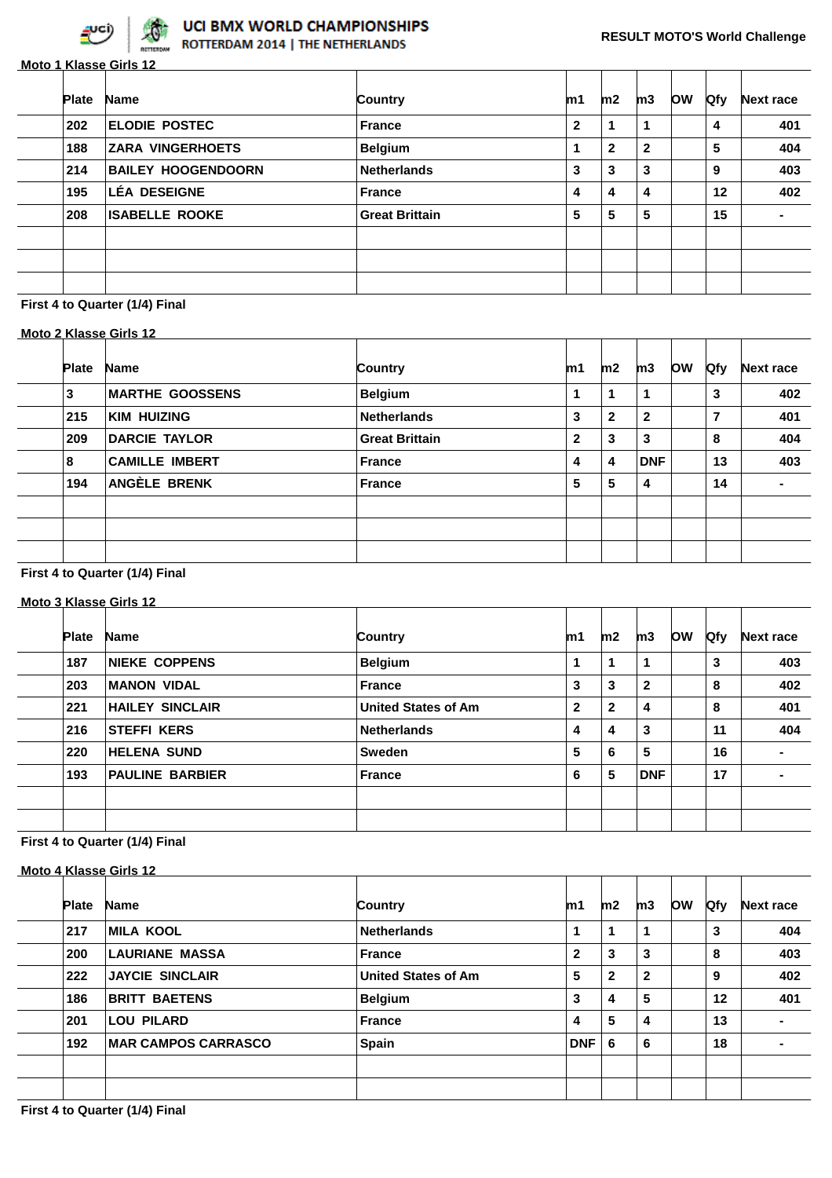RESULT MOTO'S World Challenge

**Moto 1 Klasse Girls 12**

| Plate | Name | Country | m1 | m2 | m3 | OW | Qfy | Next race |
|---|---|---|---|---|---|---|---|---|
| 202 | ELODIE POSTEC | France | 2 | 1 | 1 | | 4 | 401 |
| 188 | ZARA VINGERHOETS | Belgium | 1 | 2 | 2 | | 5 | 404 |
| 214 | BAILEY HOOGENDOORN | Netherlands | 3 | 3 | 3 | | 9 | 403 |
| 195 | LÉA DESEIGNE | France | 4 | 4 | 4 | | 12 | 402 |
| 208 | ISABELLE ROOKE | Great Brittain | 5 | 5 | 5 | | 15 | - |

First 4 to Quarter (1/4) Final

**Moto 2 Klasse Girls 12**

| Plate | Name | Country | m1 | m2 | m3 | OW | Qfy | Next race |
|---|---|---|---|---|---|---|---|---|
| 3 | MARTHE GOOSSENS | Belgium | 1 | 1 | 1 | | 3 | 402 |
| 215 | KIM HUIZING | Netherlands | 3 | 2 | 2 | | 7 | 401 |
| 209 | DARCIE TAYLOR | Great Brittain | 2 | 3 | 3 | | 8 | 404 |
| 8 | CAMILLE IMBERT | France | 4 | 4 | DNF | | 13 | 403 |
| 194 | ANGÈLE BRENK | France | 5 | 5 | 4 | | 14 | - |

First 4 to Quarter (1/4) Final

**Moto 3 Klasse Girls 12**

| Plate | Name | Country | m1 | m2 | m3 | OW | Qfy | Next race |
|---|---|---|---|---|---|---|---|---|
| 187 | NIEKE COPPENS | Belgium | 1 | 1 | 1 | | 3 | 403 |
| 203 | MANON VIDAL | France | 3 | 3 | 2 | | 8 | 402 |
| 221 | HAILEY SINCLAIR | United States of Am | 2 | 2 | 4 | | 8 | 401 |
| 216 | STEFFI KERS | Netherlands | 4 | 4 | 3 | | 11 | 404 |
| 220 | HELENA SUND | Sweden | 5 | 6 | 5 | | 16 | - |
| 193 | PAULINE BARBIER | France | 6 | 5 | DNF | | 17 | - |

First 4 to Quarter (1/4) Final

**Moto 4 Klasse Girls 12**

| Plate | Name | Country | m1 | m2 | m3 | OW | Qfy | Next race |
|---|---|---|---|---|---|---|---|---|
| 217 | MILA KOOL | Netherlands | 1 | 1 | 1 | | 3 | 404 |
| 200 | LAURIANE MASSA | France | 2 | 3 | 3 | | 8 | 403 |
| 222 | JAYCIE SINCLAIR | United States of Am | 5 | 2 | 2 | | 9 | 402 |
| 186 | BRITT BAETENS | Belgium | 3 | 4 | 5 | | 12 | 401 |
| 201 | LOU PILARD | France | 4 | 5 | 4 | | 13 | - |
| 192 | MAR CAMPOS CARRASCO | Spain | DNF | 6 | 6 | | 18 | - |

First 4 to Quarter (1/4) Final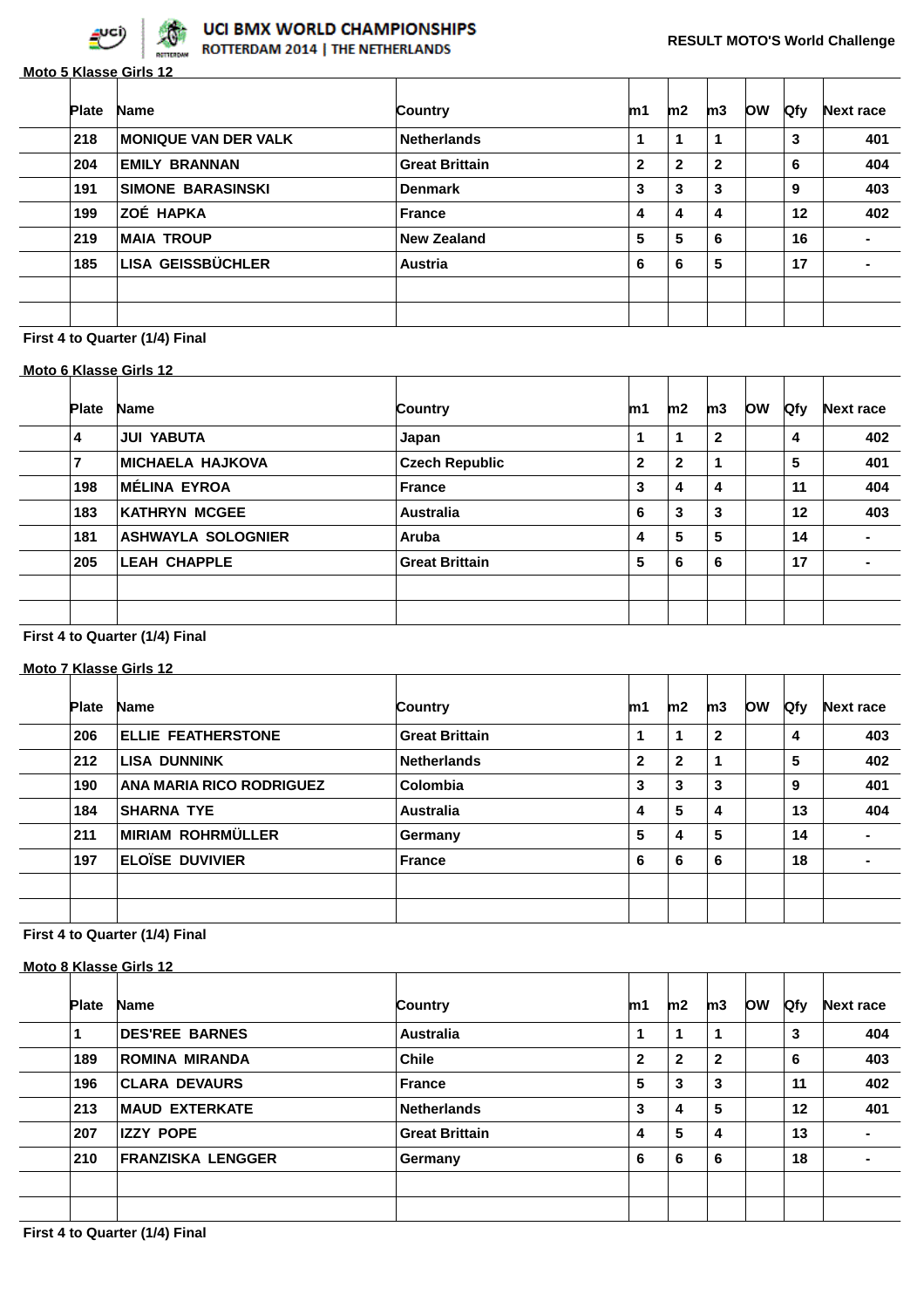# UCI BMX WORLD CHAMPIONSHIPS
ROTTERDAM 2014 | THE NETHERLANDS

**RESULT MOTO'S World Challenge**

**Moto 5 Klasse Girls 12**

| Plate | Name | Country | m1 | m2 | m3 | OW | Qfy | Next race |
|---|---|---|---|---|---|---|---|---|
| 218 | MONIQUE VAN DER VALK | Netherlands | 1 | 1 | 1 | | 3 | 401 |
| 204 | EMILY BRANNAN | Great Brittain | 2 | 2 | 2 | | 6 | 404 |
| 191 | SIMONE BARASINSKI | Denmark | 3 | 3 | 3 | | 9 | 403 |
| 199 | ZOÉ HAPKA | France | 4 | 4 | 4 | | 12 | 402 |
| 219 | MAIA TROUP | New Zealand | 5 | 5 | 6 | | 16 | - |
| 185 | LISA GEISSBÜCHLER | Austria | 6 | 6 | 5 | | 17 | - |
| | | | | | | | | |
| | | | | | | | | |

First 4 to Quarter (1/4) Final

**Moto 6 Klasse Girls 12**

| Plate | Name | Country | m1 | m2 | m3 | OW | Qfy | Next race |
|---|---|---|---|---|---|---|---|---|
| 4 | JUI YABUTA | Japan | 1 | 1 | 2 | | 4 | 402 |
| 7 | MICHAELA HAJKOVA | Czech Republic | 2 | 2 | 1 | | 5 | 401 |
| 198 | MÉLINA EYROA | France | 3 | 4 | 4 | | 11 | 404 |
| 183 | KATHRYN MCGEE | Australia | 6 | 3 | 3 | | 12 | 403 |
| 181 | ASHWAYLA SOLOGNIER | Aruba | 4 | 5 | 5 | | 14 | - |
| 205 | LEAH CHAPPLE | Great Brittain | 5 | 6 | 6 | | 17 | - |
| | | | | | | | | |
| | | | | | | | | |

First 4 to Quarter (1/4) Final

**Moto 7 Klasse Girls 12**

| Plate | Name | Country | m1 | m2 | m3 | OW | Qfy | Next race |
|---|---|---|---|---|---|---|---|---|
| 206 | ELLIE FEATHERSTONE | Great Brittain | 1 | 1 | 2 | | 4 | 403 |
| 212 | LISA DUNNINK | Netherlands | 2 | 2 | 1 | | 5 | 402 |
| 190 | ANA MARIA RICO RODRIGUEZ | Colombia | 3 | 3 | 3 | | 9 | 401 |
| 184 | SHARNA TYE | Australia | 4 | 5 | 4 | | 13 | 404 |
| 211 | MIRIAM ROHRMÜLLER | Germany | 5 | 4 | 5 | | 14 | - |
| 197 | ELOÏSE DUVIVIER | France | 6 | 6 | 6 | | 18 | - |
| | | | | | | | | |
| | | | | | | | | |

First 4 to Quarter (1/4) Final

**Moto 8 Klasse Girls 12**

| Plate | Name | Country | m1 | m2 | m3 | OW | Qfy | Next race |
|---|---|---|---|---|---|---|---|---|
| 1 | DES'REE BARNES | Australia | 1 | 1 | 1 | | 3 | 404 |
| 189 | ROMINA MIRANDA | Chile | 2 | 2 | 2 | | 6 | 403 |
| 196 | CLARA DEVAURS | France | 5 | 3 | 3 | | 11 | 402 |
| 213 | MAUD EXTERKATE | Netherlands | 3 | 4 | 5 | | 12 | 401 |
| 207 | IZZY POPE | Great Brittain | 4 | 5 | 4 | | 13 | - |
| 210 | FRANZISKA LENGGER | Germany | 6 | 6 | 6 | | 18 | - |
| | | | | | | | | |
| | | | | | | | | |

First 4 to Quarter (1/4) Final